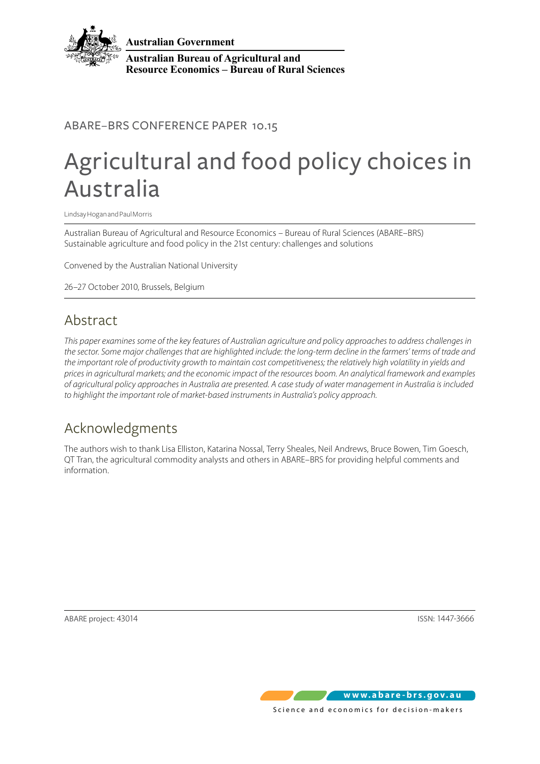Australian Government

Australian Bureau of Agricultural and Resource Economics – Bureau of Rural Sciences

ABARE–BRS CONFERENCE PAPER 10.15

# Agricultural and food policy choices in Australia

Lindsay Hogan and Paul Morris

Australian Bureau of Agricultural and Resource Economics – Bureau of Rural Sciences (ABARE–BRS)
Sustainable agriculture and food policy in the 21st century: challenges and solutions

Convened by the Australian National University

26–27 October 2010, Brussels, Belgium

## Abstract

*This paper examines some of the key features of Australian agriculture and policy approaches to address challenges in the sector. Some major challenges that are highlighted include: the long-term decline in the farmers' terms of trade and the important role of productivity growth to maintain cost competitiveness; the relatively high volatility in yields and prices in agricultural markets; and the economic impact of the resources boom. An analytical framework and examples of agricultural policy approaches in Australia are presented. A case study of water management in Australia is included to highlight the important role of market-based instruments in Australia's policy approach.*

## Acknowledgments

The authors wish to thank Lisa Elliston, Katarina Nossal, Terry Sheales, Neil Andrews, Bruce Bowen, Tim Goesch, QT Tran, the agricultural commodity analysts and others in ABARE–BRS for providing helpful comments and information.

ABARE project: 43014

ISSN: 1447-3666

www.abare-brs.gov.au

Science and economics for decision-makers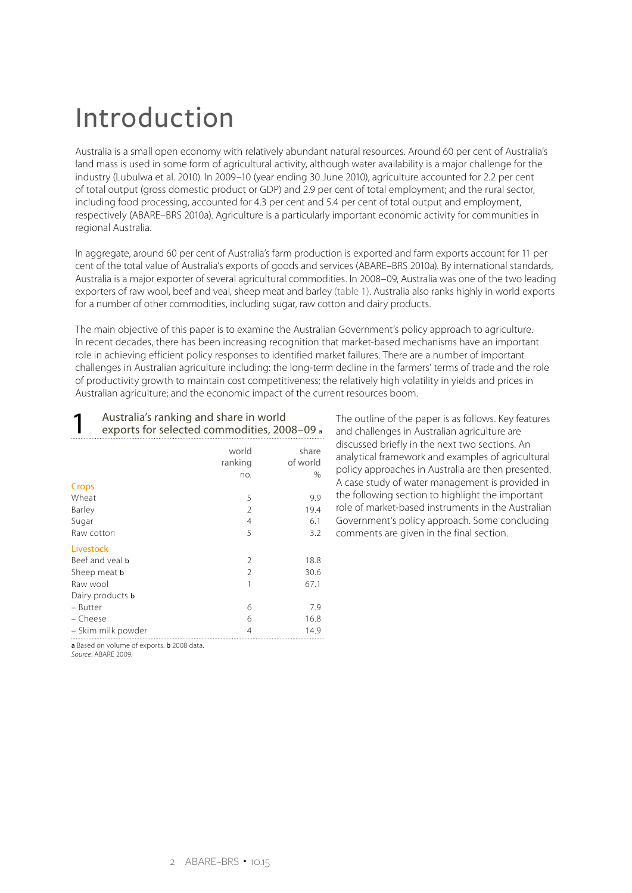# Introduction

Australia is a small open economy with relatively abundant natural resources. Around 60 per cent of Australia's land mass is used in some form of agricultural activity, although water availability is a major challenge for the industry (Lubulwa et al. 2010). In 2009–10 (year ending 30 June 2010), agriculture accounted for 2.2 per cent of total output (gross domestic product or GDP) and 2.9 per cent of total employment; and the rural sector, including food processing, accounted for 4.3 per cent and 5.4 per cent of total output and employment, respectively (ABARE–BRS 2010a). Agriculture is a particularly important economic activity for communities in regional Australia.

In aggregate, around 60 per cent of Australia's farm production is exported and farm exports account for 11 per cent of the total value of Australia's exports of goods and services (ABARE–BRS 2010a). By international standards, Australia is a major exporter of several agricultural commodities. In 2008–09, Australia was one of the two leading exporters of raw wool, beef and veal, sheep meat and barley (table 1). Australia also ranks highly in world exports for a number of other commodities, including sugar, raw cotton and dairy products.

The main objective of this paper is to examine the Australian Government's policy approach to agriculture. In recent decades, there has been increasing recognition that market-based mechanisms have an important role in achieving efficient policy responses to identified market failures. There are a number of important challenges in Australian agriculture including: the long-term decline in the farmers' terms of trade and the role of productivity growth to maintain cost competitiveness; the relatively high volatility in yields and prices in Australian agriculture; and the economic impact of the current resources boom.

**1 Australia's ranking and share in world exports for selected commodities, 2008–09 a**

| | world ranking | share of world |
|---|---|---|
| | no. | % |
| **Crops** | | |
| Wheat | 5 | 9.9 |
| Barley | 2 | 19.4 |
| Sugar | 4 | 6.1 |
| Raw cotton | 5 | 3.2 |
| **Livestock** | | |
| Beef and veal b | 2 | 18.8 |
| Sheep meat b | 2 | 30.6 |
| Raw wool | 1 | 67.1 |
| Dairy products b | | |
| – Butter | 6 | 7.9 |
| – Cheese | 6 | 16.8 |
| – Skim milk powder | 4 | 14.9 |

**a** Based on volume of exports. **b** 2008 data.
*Source*: ABARE 2009.

The outline of the paper is as follows. Key features and challenges in Australian agriculture are discussed briefly in the next two sections. An analytical framework and examples of agricultural policy approaches in Australia are then presented. A case study of water management is provided in the following section to highlight the important role of market-based instruments in the Australian Government's policy approach. Some concluding comments are given in the final section.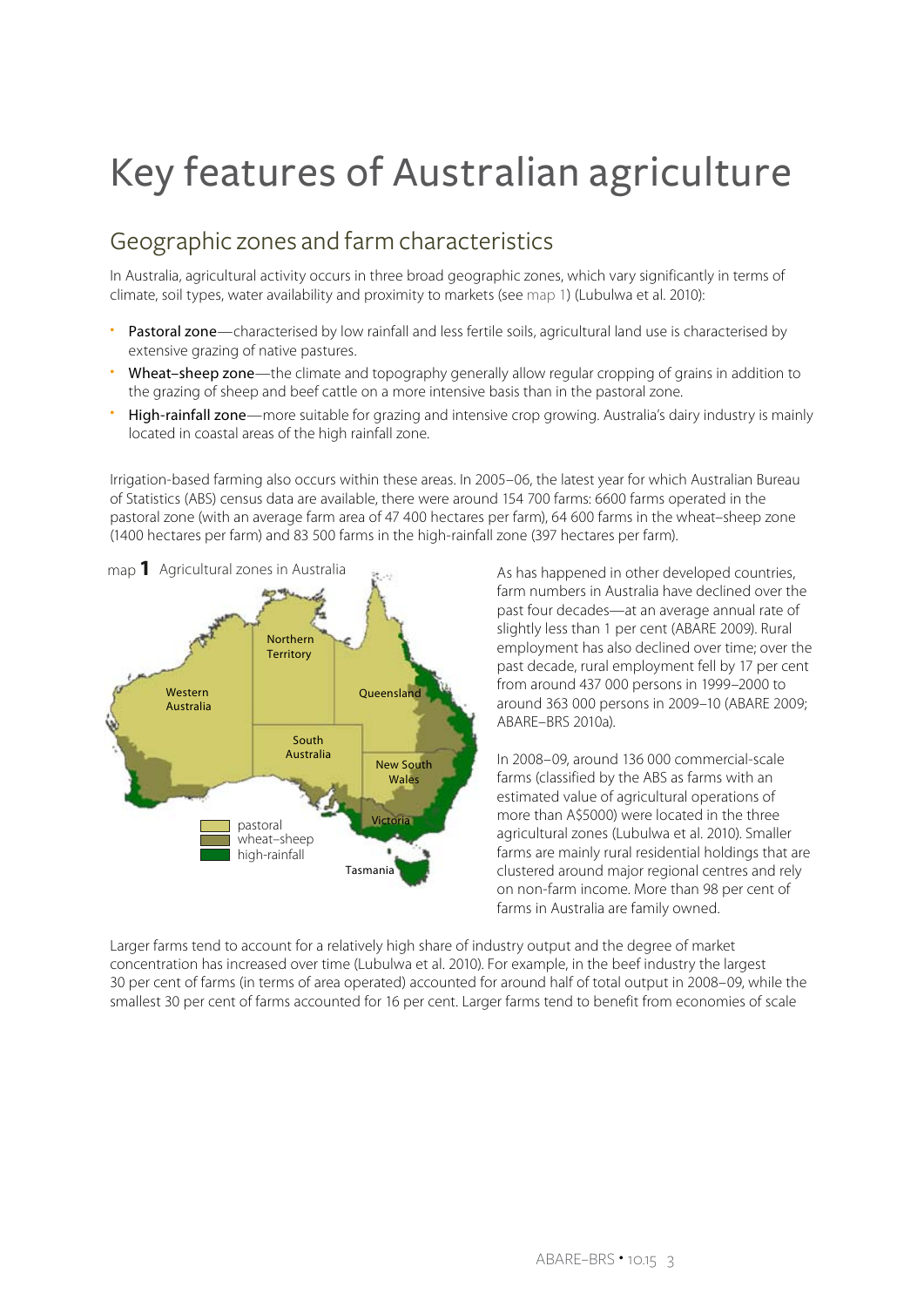# Key features of Australian agriculture

## Geographic zones and farm characteristics

In Australia, agricultural activity occurs in three broad geographic zones, which vary significantly in terms of climate, soil types, water availability and proximity to markets (see map 1) (Lubulwa et al. 2010):

- Pastoral zone—characterised by low rainfall and less fertile soils, agricultural land use is characterised by extensive grazing of native pastures.
- Wheat–sheep zone—the climate and topography generally allow regular cropping of grains in addition to the grazing of sheep and beef cattle on a more intensive basis than in the pastoral zone.
- High-rainfall zone—more suitable for grazing and intensive crop growing. Australia's dairy industry is mainly located in coastal areas of the high rainfall zone.

Irrigation-based farming also occurs within these areas. In 2005–06, the latest year for which Australian Bureau of Statistics (ABS) census data are available, there were around 154 700 farms: 6600 farms operated in the pastoral zone (with an average farm area of 47 400 hectares per farm), 64 600 farms in the wheat–sheep zone (1400 hectares per farm) and 83 500 farms in the high-rainfall zone (397 hectares per farm).

map **1** Agricultural zones in Australia

As has happened in other developed countries, farm numbers in Australia have declined over the past four decades—at an average annual rate of slightly less than 1 per cent (ABARE 2009). Rural employment has also declined over time; over the past decade, rural employment fell by 17 per cent from around 437 000 persons in 1999–2000 to around 363 000 persons in 2009–10 (ABARE 2009; ABARE–BRS 2010a).

In 2008–09, around 136 000 commercial-scale farms (classified by the ABS as farms with an estimated value of agricultural operations of more than A$5000) were located in the three agricultural zones (Lubulwa et al. 2010). Smaller farms are mainly rural residential holdings that are clustered around major regional centres and rely on non-farm income. More than 98 per cent of farms in Australia are family owned.

Larger farms tend to account for a relatively high share of industry output and the degree of market concentration has increased over time (Lubulwa et al. 2010). For example, in the beef industry the largest 30 per cent of farms (in terms of area operated) accounted for around half of total output in 2008–09, while the smallest 30 per cent of farms accounted for 16 per cent. Larger farms tend to benefit from economies of scale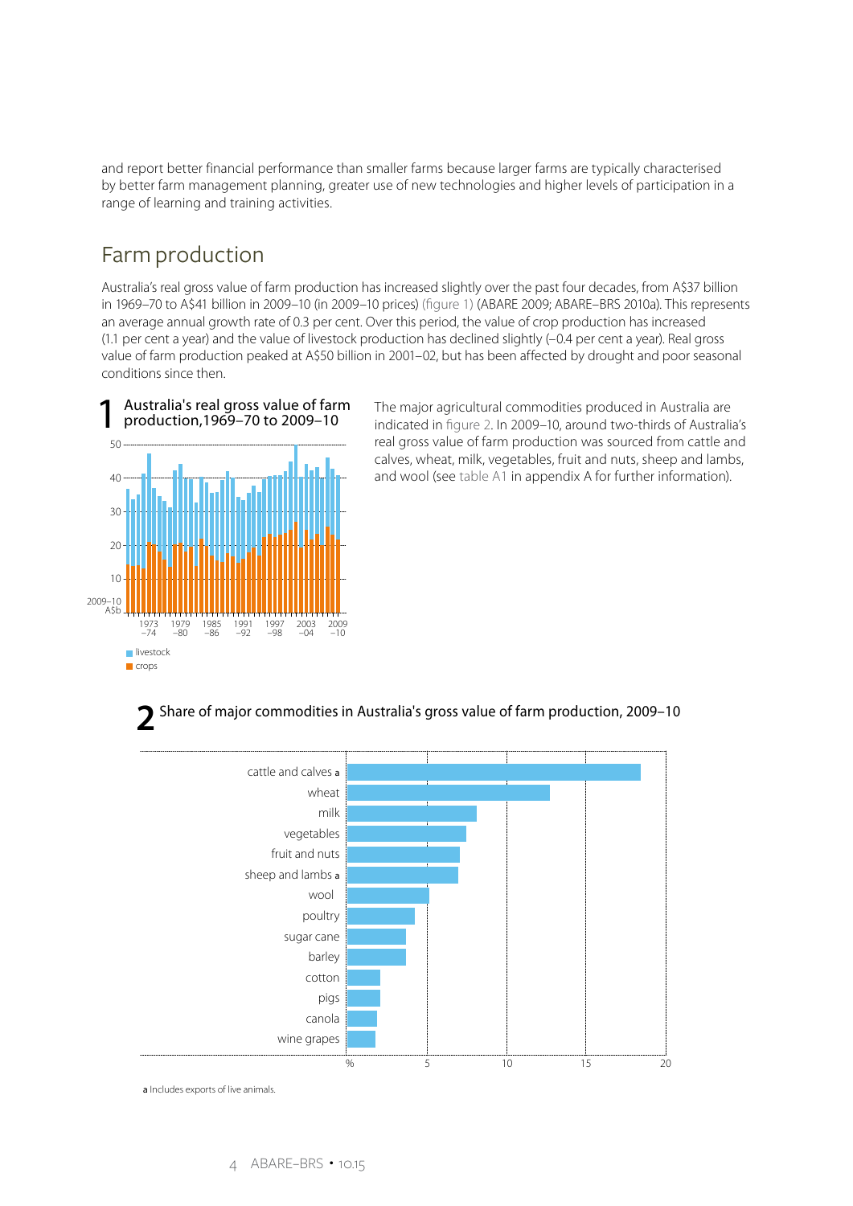and report better financial performance than smaller farms because larger farms are typically characterised by better farm management planning, greater use of new technologies and higher levels of participation in a range of learning and training activities.

## Farm production

Australia's real gross value of farm production has increased slightly over the past four decades, from A$37 billion in 1969–70 to A$41 billion in 2009–10 (in 2009–10 prices) (figure 1) (ABARE 2009; ABARE–BRS 2010a). This represents an average annual growth rate of 0.3 per cent. Over this period, the value of crop production has increased (1.1 per cent a year) and the value of livestock production has declined slightly (–0.4 per cent a year). Real gross value of farm production peaked at A$50 billion in 2001–02, but has been affected by drought and poor seasonal conditions since then.

**1** Australia's real gross value of farm production, 1969–70 to 2009–10

The major agricultural commodities produced in Australia are indicated in figure 2. In 2009–10, around two-thirds of Australia's real gross value of farm production was sourced from cattle and calves, wheat, milk, vegetables, fruit and nuts, sheep and lambs, and wool (see table A1 in appendix A for further information).

**2** Share of major commodities in Australia's gross value of farm production, 2009–10

a Includes exports of live animals.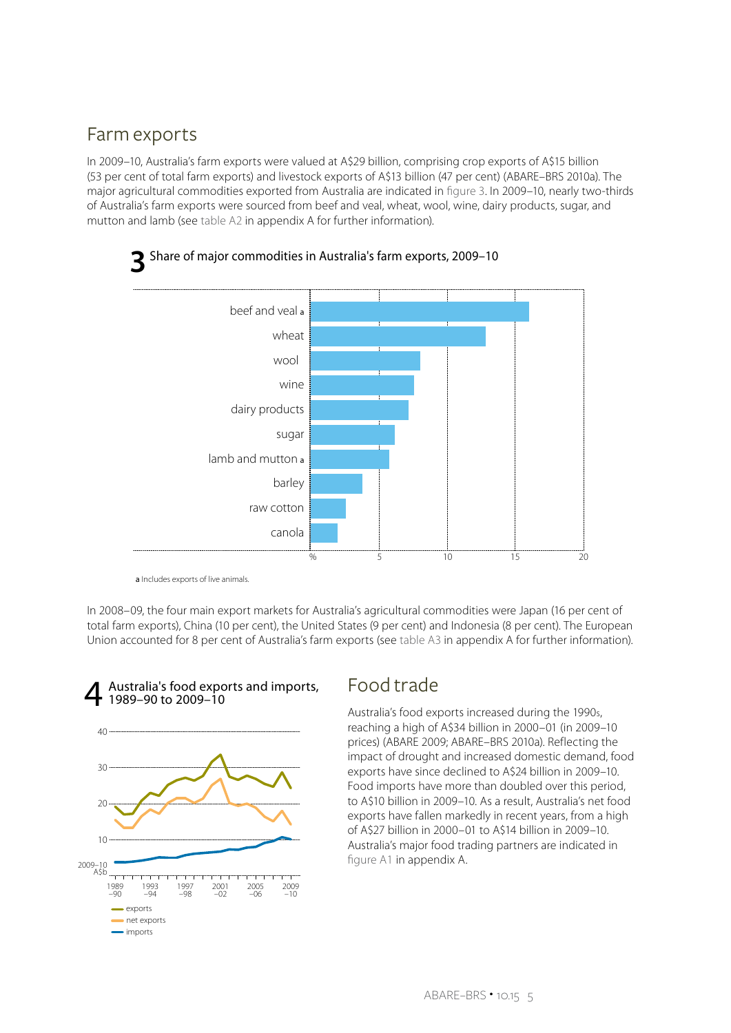## Farm exports

In 2009–10, Australia's farm exports were valued at A$29 billion, comprising crop exports of A$15 billion (53 per cent of total farm exports) and livestock exports of A$13 billion (47 per cent) (ABARE–BRS 2010a). The major agricultural commodities exported from Australia are indicated in figure 3. In 2009–10, nearly two-thirds of Australia's farm exports were sourced from beef and veal, wheat, wool, wine, dairy products, sugar, and mutton and lamb (see table A2 in appendix A for further information).

**3** Share of major commodities in Australia's farm exports, 2009–10

a Includes exports of live animals.

In 2008–09, the four main export markets for Australia's agricultural commodities were Japan (16 per cent of total farm exports), China (10 per cent), the United States (9 per cent) and Indonesia (8 per cent). The European Union accounted for 8 per cent of Australia's farm exports (see table A3 in appendix A for further information).

**4** Australia's food exports and imports, 1989–90 to 2009–10

## Food trade

Australia's food exports increased during the 1990s, reaching a high of A$34 billion in 2000–01 (in 2009–10 prices) (ABARE 2009; ABARE–BRS 2010a). Reflecting the impact of drought and increased domestic demand, food exports have since declined to A$24 billion in 2009–10. Food imports have more than doubled over this period, to A$10 billion in 2009–10. As a result, Australia's net food exports have fallen markedly in recent years, from a high of A$27 billion in 2000–01 to A$14 billion in 2009–10. Australia's major food trading partners are indicated in figure A1 in appendix A.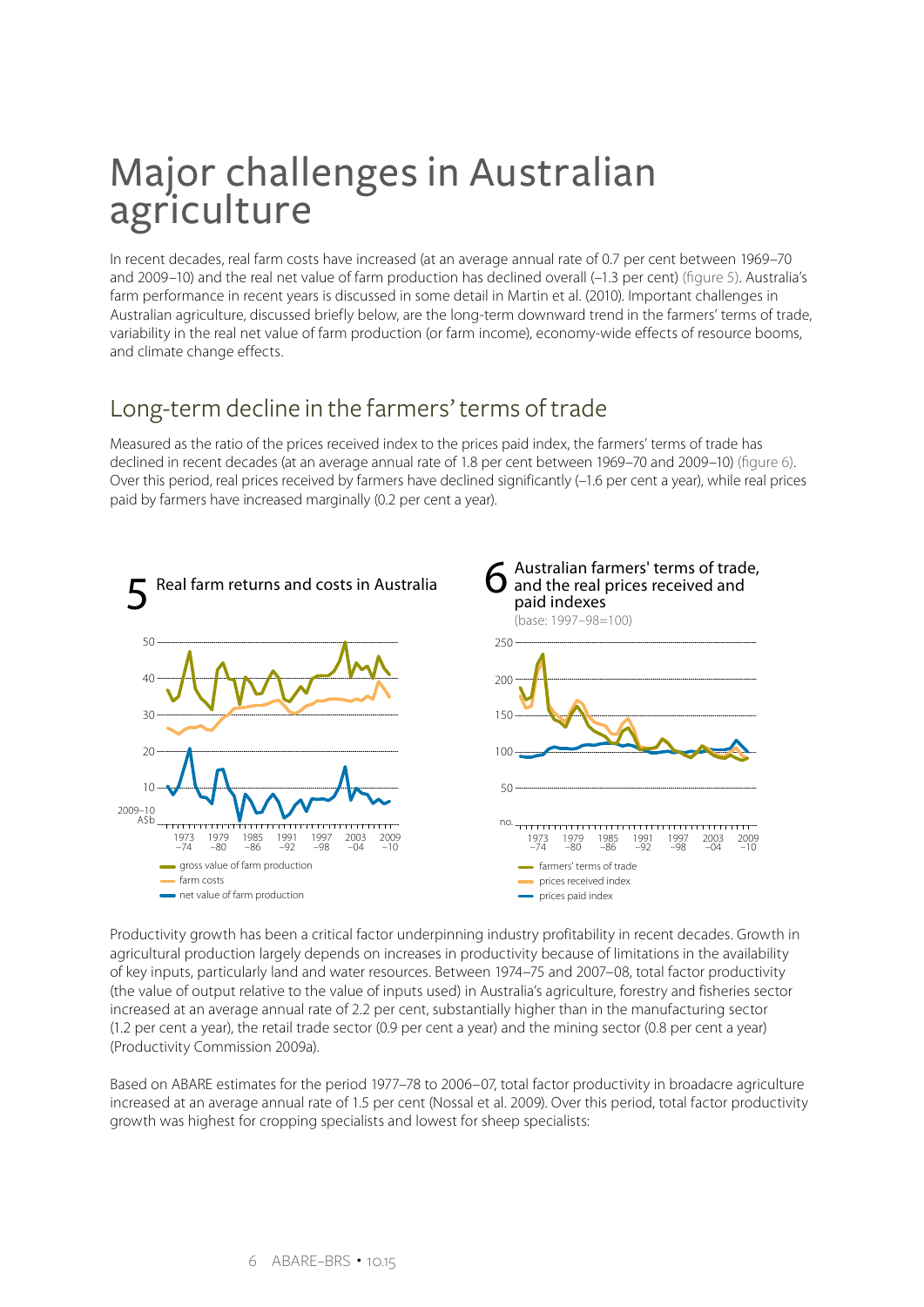# Major challenges in Australian agriculture

In recent decades, real farm costs have increased (at an average annual rate of 0.7 per cent between 1969–70 and 2009–10) and the real net value of farm production has declined overall (–1.3 per cent) (figure 5). Australia's farm performance in recent years is discussed in some detail in Martin et al. (2010). Important challenges in Australian agriculture, discussed briefly below, are the long-term downward trend in the farmers' terms of trade, variability in the real net value of farm production (or farm income), economy-wide effects of resource booms, and climate change effects.

## Long-term decline in the farmers' terms of trade

Measured as the ratio of the prices received index to the prices paid index, the farmers' terms of trade has declined in recent decades (at an average annual rate of 1.8 per cent between 1969–70 and 2009–10) (figure 6). Over this period, real prices received by farmers have declined significantly (–1.6 per cent a year), while real prices paid by farmers have increased marginally (0.2 per cent a year).

**5** Real farm returns and costs in Australia

**6** Australian farmers' terms of trade, and the real prices received and paid indexes
(base: 1997–98=100)

Productivity growth has been a critical factor underpinning industry profitability in recent decades. Growth in agricultural production largely depends on increases in productivity because of limitations in the availability of key inputs, particularly land and water resources. Between 1974–75 and 2007–08, total factor productivity (the value of output relative to the value of inputs used) in Australia's agriculture, forestry and fisheries sector increased at an average annual rate of 2.2 per cent, substantially higher than in the manufacturing sector (1.2 per cent a year), the retail trade sector (0.9 per cent a year) and the mining sector (0.8 per cent a year) (Productivity Commission 2009a).

Based on ABARE estimates for the period 1977–78 to 2006–07, total factor productivity in broadacre agriculture increased at an average annual rate of 1.5 per cent (Nossal et al. 2009). Over this period, total factor productivity growth was highest for cropping specialists and lowest for sheep specialists: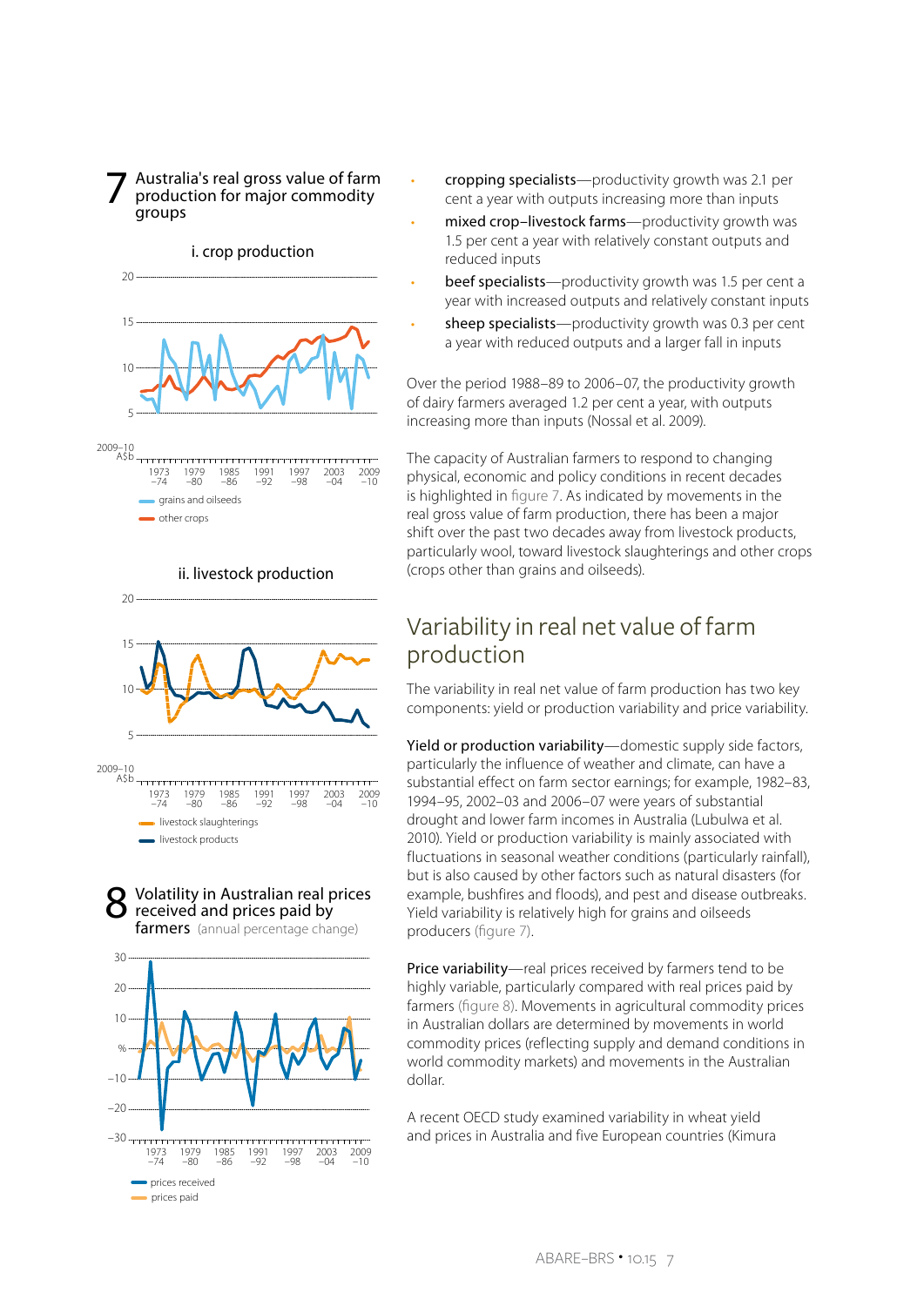**7** Australia's real gross value of farm production for major commodity groups

i. crop production

20

15

10

5

2009–10 A$b

1973 –74 1979 –80 1985 –86 1991 –92 1997 –98 2003 –04 2009 –10

grains and oilseeds

other crops

ii. livestock production

20

15

10

5

2009–10 A$b

1973 –74 1979 –80 1985 –86 1991 –92 1997 –98 2003 –04 2009 –10

livestock slaughterings

livestock products

**8** Volatility in Australian real prices received and prices paid by farmers (annual percentage change)

30

20

10

%

–10

–20

–30

1973 –74 1979 –80 1985 –86 1991 –92 1997 –98 2003 –04 2009 –10

prices received

prices paid

- cropping specialists—productivity growth was 2.1 per cent a year with outputs increasing more than inputs
- mixed crop–livestock farms—productivity growth was 1.5 per cent a year with relatively constant outputs and reduced inputs
- beef specialists—productivity growth was 1.5 per cent a year with increased outputs and relatively constant inputs
- sheep specialists—productivity growth was 0.3 per cent a year with reduced outputs and a larger fall in inputs

Over the period 1988–89 to 2006–07, the productivity growth of dairy farmers averaged 1.2 per cent a year, with outputs increasing more than inputs (Nossal et al. 2009).

The capacity of Australian farmers to respond to changing physical, economic and policy conditions in recent decades is highlighted in figure 7. As indicated by movements in the real gross value of farm production, there has been a major shift over the past two decades away from livestock products, particularly wool, toward livestock slaughterings and other crops (crops other than grains and oilseeds).

## Variability in real net value of farm production

The variability in real net value of farm production has two key components: yield or production variability and price variability.

**Yield or production variability**—domestic supply side factors, particularly the influence of weather and climate, can have a substantial effect on farm sector earnings; for example, 1982–83, 1994–95, 2002–03 and 2006–07 were years of substantial drought and lower farm incomes in Australia (Lubulwa et al. 2010). Yield or production variability is mainly associated with fluctuations in seasonal weather conditions (particularly rainfall), but is also caused by other factors such as natural disasters (for example, bushfires and floods), and pest and disease outbreaks. Yield variability is relatively high for grains and oilseeds producers (figure 7).

**Price variability**—real prices received by farmers tend to be highly variable, particularly compared with real prices paid by farmers (figure 8). Movements in agricultural commodity prices in Australian dollars are determined by movements in world commodity prices (reflecting supply and demand conditions in world commodity markets) and movements in the Australian dollar.

A recent OECD study examined variability in wheat yield and prices in Australia and five European countries (Kimura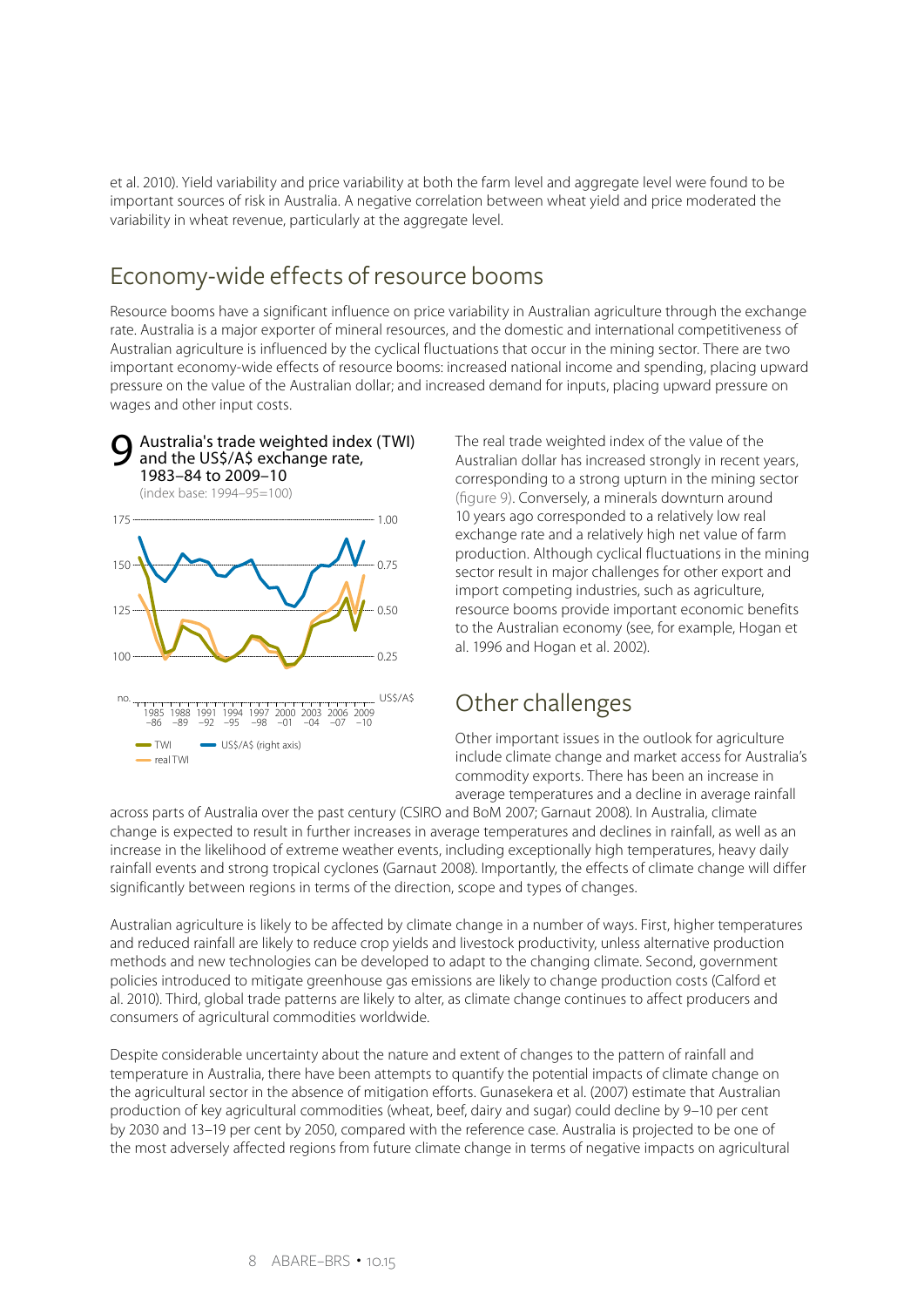et al. 2010). Yield variability and price variability at both the farm level and aggregate level were found to be important sources of risk in Australia. A negative correlation between wheat yield and price moderated the variability in wheat revenue, particularly at the aggregate level.

## Economy-wide effects of resource booms

Resource booms have a significant influence on price variability in Australian agriculture through the exchange rate. Australia is a major exporter of mineral resources, and the domestic and international competitiveness of Australian agriculture is influenced by the cyclical fluctuations that occur in the mining sector. There are two important economy-wide effects of resource booms: increased national income and spending, placing upward pressure on the value of the Australian dollar; and increased demand for inputs, placing upward pressure on wages and other input costs.

**9 Australia's trade weighted index (TWI) and the US$/A$ exchange rate, 1983–84 to 2009–10**
(index base: 1994–95=100)

The real trade weighted index of the value of the Australian dollar has increased strongly in recent years, corresponding to a strong upturn in the mining sector (figure 9). Conversely, a minerals downturn around 10 years ago corresponded to a relatively low real exchange rate and a relatively high net value of farm production. Although cyclical fluctuations in the mining sector result in major challenges for other export and import competing industries, such as agriculture, resource booms provide important economic benefits to the Australian economy (see, for example, Hogan et al. 1996 and Hogan et al. 2002).

## Other challenges

Other important issues in the outlook for agriculture include climate change and market access for Australia's commodity exports. There has been an increase in average temperatures and a decline in average rainfall across parts of Australia over the past century (CSIRO and BoM 2007; Garnaut 2008). In Australia, climate change is expected to result in further increases in average temperatures and declines in rainfall, as well as an increase in the likelihood of extreme weather events, including exceptionally high temperatures, heavy daily rainfall events and strong tropical cyclones (Garnaut 2008). Importantly, the effects of climate change will differ significantly between regions in terms of the direction, scope and types of changes.

Australian agriculture is likely to be affected by climate change in a number of ways. First, higher temperatures and reduced rainfall are likely to reduce crop yields and livestock productivity, unless alternative production methods and new technologies can be developed to adapt to the changing climate. Second, government policies introduced to mitigate greenhouse gas emissions are likely to change production costs (Calford et al. 2010). Third, global trade patterns are likely to alter, as climate change continues to affect producers and consumers of agricultural commodities worldwide.

Despite considerable uncertainty about the nature and extent of changes to the pattern of rainfall and temperature in Australia, there have been attempts to quantify the potential impacts of climate change on the agricultural sector in the absence of mitigation efforts. Gunasekera et al. (2007) estimate that Australian production of key agricultural commodities (wheat, beef, dairy and sugar) could decline by 9–10 per cent by 2030 and 13–19 per cent by 2050, compared with the reference case. Australia is projected to be one of the most adversely affected regions from future climate change in terms of negative impacts on agricultural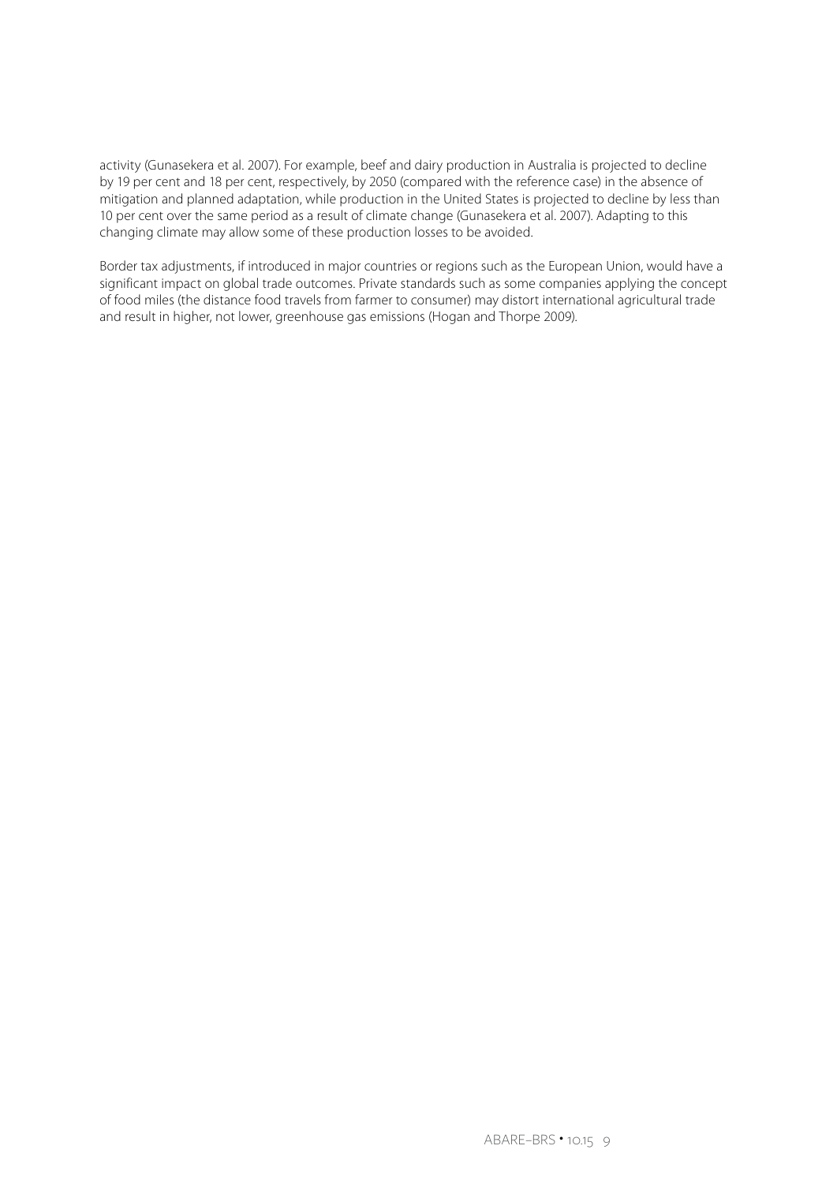activity (Gunasekera et al. 2007). For example, beef and dairy production in Australia is projected to decline by 19 per cent and 18 per cent, respectively, by 2050 (compared with the reference case) in the absence of mitigation and planned adaptation, while production in the United States is projected to decline by less than 10 per cent over the same period as a result of climate change (Gunasekera et al. 2007). Adapting to this changing climate may allow some of these production losses to be avoided.

Border tax adjustments, if introduced in major countries or regions such as the European Union, would have a significant impact on global trade outcomes. Private standards such as some companies applying the concept of food miles (the distance food travels from farmer to consumer) may distort international agricultural trade and result in higher, not lower, greenhouse gas emissions (Hogan and Thorpe 2009).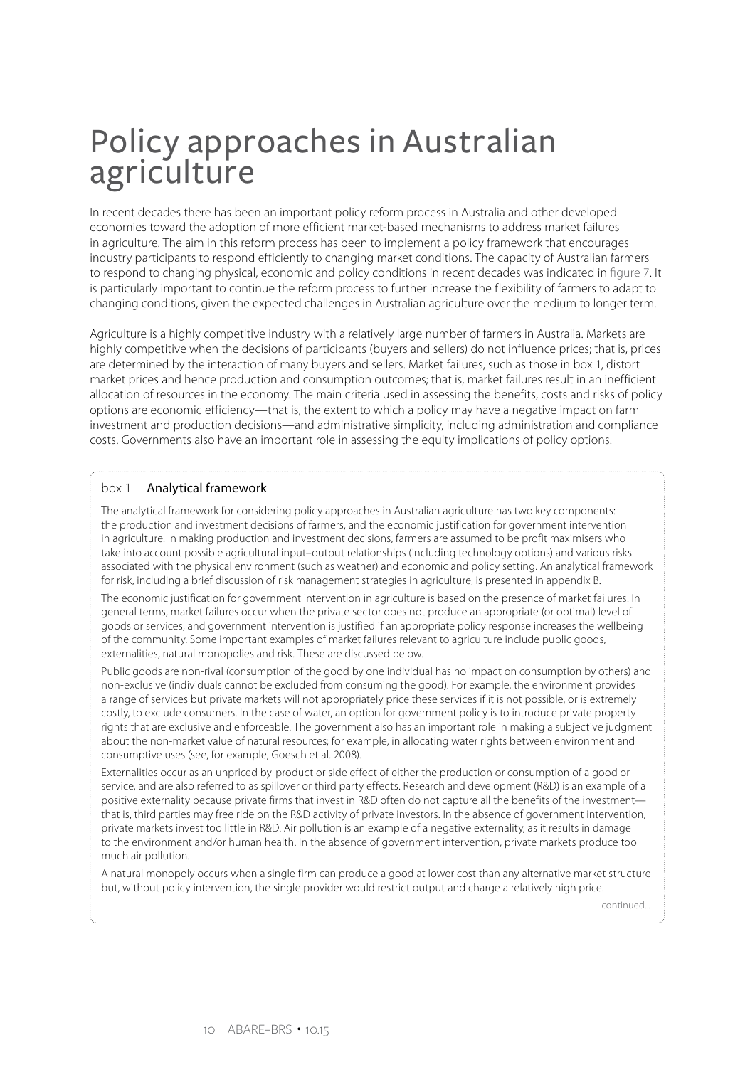# Policy approaches in Australian agriculture

In recent decades there has been an important policy reform process in Australia and other developed economies toward the adoption of more efficient market-based mechanisms to address market failures in agriculture. The aim in this reform process has been to implement a policy framework that encourages industry participants to respond efficiently to changing market conditions. The capacity of Australian farmers to respond to changing physical, economic and policy conditions in recent decades was indicated in figure 7. It is particularly important to continue the reform process to further increase the flexibility of farmers to adapt to changing conditions, given the expected challenges in Australian agriculture over the medium to longer term.

Agriculture is a highly competitive industry with a relatively large number of farmers in Australia. Markets are highly competitive when the decisions of participants (buyers and sellers) do not influence prices; that is, prices are determined by the interaction of many buyers and sellers. Market failures, such as those in box 1, distort market prices and hence production and consumption outcomes; that is, market failures result in an inefficient allocation of resources in the economy. The main criteria used in assessing the benefits, costs and risks of policy options are economic efficiency—that is, the extent to which a policy may have a negative impact on farm investment and production decisions—and administrative simplicity, including administration and compliance costs. Governments also have an important role in assessing the equity implications of policy options.

### box 1 Analytical framework

The analytical framework for considering policy approaches in Australian agriculture has two key components: the production and investment decisions of farmers, and the economic justification for government intervention in agriculture. In making production and investment decisions, farmers are assumed to be profit maximisers who take into account possible agricultural input–output relationships (including technology options) and various risks associated with the physical environment (such as weather) and economic and policy setting. An analytical framework for risk, including a brief discussion of risk management strategies in agriculture, is presented in appendix B.

The economic justification for government intervention in agriculture is based on the presence of market failures. In general terms, market failures occur when the private sector does not produce an appropriate (or optimal) level of goods or services, and government intervention is justified if an appropriate policy response increases the wellbeing of the community. Some important examples of market failures relevant to agriculture include public goods, externalities, natural monopolies and risk. These are discussed below.

Public goods are non-rival (consumption of the good by one individual has no impact on consumption by others) and non-exclusive (individuals cannot be excluded from consuming the good). For example, the environment provides a range of services but private markets will not appropriately price these services if it is not possible, or is extremely costly, to exclude consumers. In the case of water, an option for government policy is to introduce private property rights that are exclusive and enforceable. The government also has an important role in making a subjective judgment about the non-market value of natural resources; for example, in allocating water rights between environment and consumptive uses (see, for example, Goesch et al. 2008).

Externalities occur as an unpriced by-product or side effect of either the production or consumption of a good or service, and are also referred to as spillover or third party effects. Research and development (R&D) is an example of a positive externality because private firms that invest in R&D often do not capture all the benefits of the investment—that is, third parties may free ride on the R&D activity of private investors. In the absence of government intervention, private markets invest too little in R&D. Air pollution is an example of a negative externality, as it results in damage to the environment and/or human health. In the absence of government intervention, private markets produce too much air pollution.

A natural monopoly occurs when a single firm can produce a good at lower cost than any alternative market structure but, without policy intervention, the single provider would restrict output and charge a relatively high price.

continued...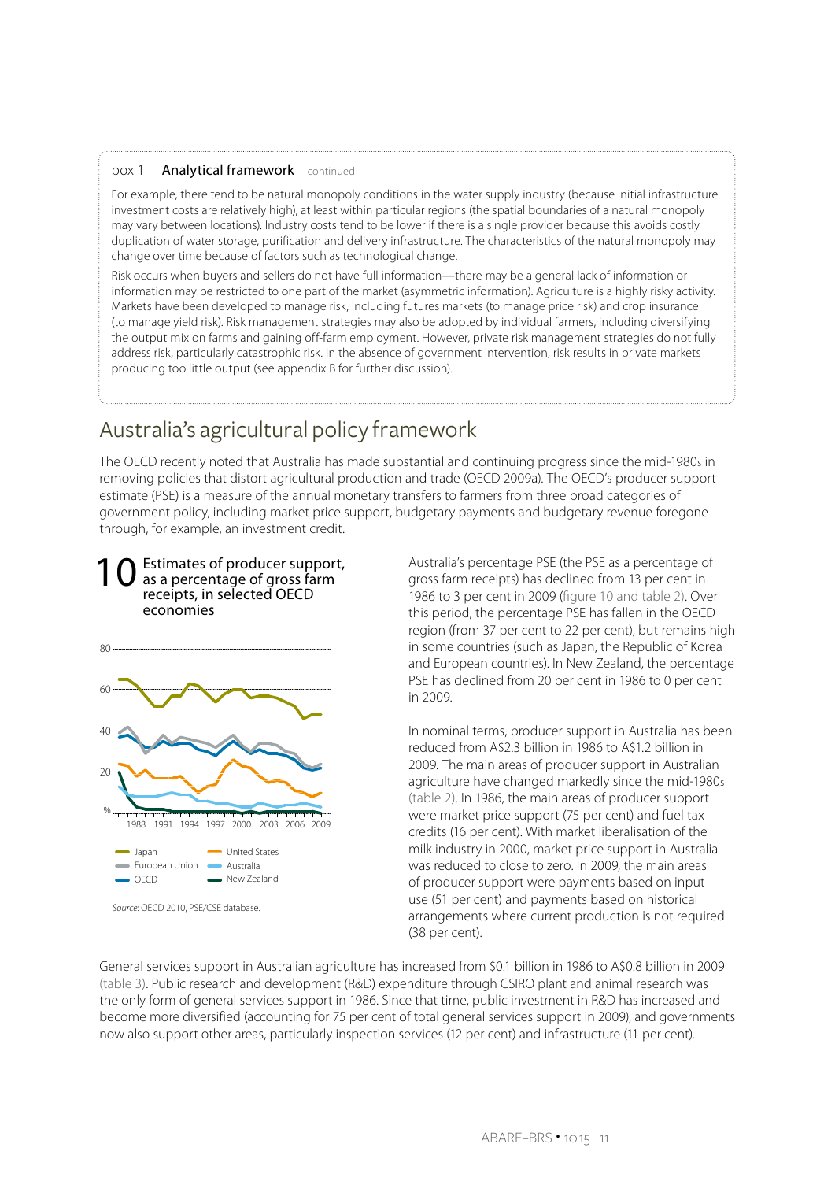box 1 **Analytical framework** continued

For example, there tend to be natural monopoly conditions in the water supply industry (because initial infrastructure investment costs are relatively high), at least within particular regions (the spatial boundaries of a natural monopoly may vary between locations). Industry costs tend to be lower if there is a single provider because this avoids costly duplication of water storage, purification and delivery infrastructure. The characteristics of the natural monopoly may change over time because of factors such as technological change.

Risk occurs when buyers and sellers do not have full information—there may be a general lack of information or information may be restricted to one part of the market (asymmetric information). Agriculture is a highly risky activity. Markets have been developed to manage risk, including futures markets (to manage price risk) and crop insurance (to manage yield risk). Risk management strategies may also be adopted by individual farmers, including diversifying the output mix on farms and gaining off-farm employment. However, private risk management strategies do not fully address risk, particularly catastrophic risk. In the absence of government intervention, risk results in private markets producing too little output (see appendix B for further discussion).

# Australia's agricultural policy framework

The OECD recently noted that Australia has made substantial and continuing progress since the mid-1980s in removing policies that distort agricultural production and trade (OECD 2009a). The OECD's producer support estimate (PSE) is a measure of the annual monetary transfers to farmers from three broad categories of government policy, including market price support, budgetary payments and budgetary revenue foregone through, for example, an investment credit.

**10 Estimates of producer support, as a percentage of gross farm receipts, in selected OECD economies**

Source: OECD 2010, PSE/CSE database.

Australia's percentage PSE (the PSE as a percentage of gross farm receipts) has declined from 13 per cent in 1986 to 3 per cent in 2009 (figure 10 and table 2). Over this period, the percentage PSE has fallen in the OECD region (from 37 per cent to 22 per cent), but remains high in some countries (such as Japan, the Republic of Korea and European countries). In New Zealand, the percentage PSE has declined from 20 per cent in 1986 to 0 per cent in 2009.

In nominal terms, producer support in Australia has been reduced from A$2.3 billion in 1986 to A$1.2 billion in 2009. The main areas of producer support in Australian agriculture have changed markedly since the mid-1980s (table 2). In 1986, the main areas of producer support were market price support (75 per cent) and fuel tax credits (16 per cent). With market liberalisation of the milk industry in 2000, market price support in Australia was reduced to close to zero. In 2009, the main areas of producer support were payments based on input use (51 per cent) and payments based on historical arrangements where current production is not required (38 per cent).

General services support in Australian agriculture has increased from $0.1 billion in 1986 to A$0.8 billion in 2009 (table 3). Public research and development (R&D) expenditure through CSIRO plant and animal research was the only form of general services support in 1986. Since that time, public investment in R&D has increased and become more diversified (accounting for 75 per cent of total general services support in 2009), and governments now also support other areas, particularly inspection services (12 per cent) and infrastructure (11 per cent).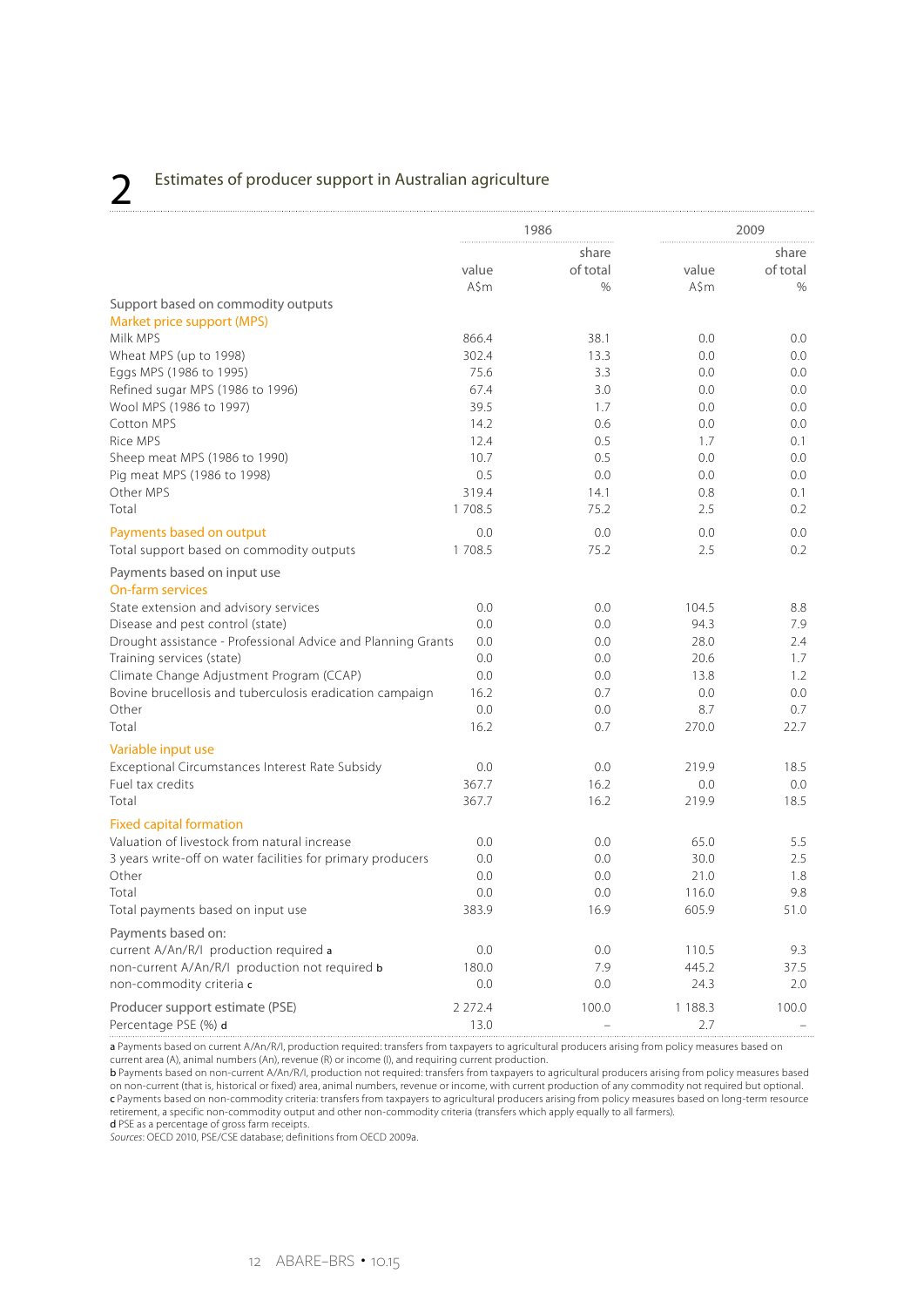## 2 Estimates of producer support in Australian agriculture

| | 1986 | | 2009 | |
|---|---|---|---|---|
| | value A$m | share of total % | value A$m | share of total % |
| **Support based on commodity outputs** | | | | |
| *Market price support (MPS)* | | | | |
| Milk MPS | 866.4 | 38.1 | 0.0 | 0.0 |
| Wheat MPS (up to 1998) | 302.4 | 13.3 | 0.0 | 0.0 |
| Eggs MPS (1986 to 1995) | 75.6 | 3.3 | 0.0 | 0.0 |
| Refined sugar MPS (1986 to 1996) | 67.4 | 3.0 | 0.0 | 0.0 |
| Wool MPS (1986 to 1997) | 39.5 | 1.7 | 0.0 | 0.0 |
| Cotton MPS | 14.2 | 0.6 | 0.0 | 0.0 |
| Rice MPS | 12.4 | 0.5 | 1.7 | 0.1 |
| Sheep meat MPS (1986 to 1990) | 10.7 | 0.5 | 0.0 | 0.0 |
| Pig meat MPS (1986 to 1998) | 0.5 | 0.0 | 0.0 | 0.0 |
| Other MPS | 319.4 | 14.1 | 0.8 | 0.1 |
| Total | 1 708.5 | 75.2 | 2.5 | 0.2 |
| *Payments based on output* | 0.0 | 0.0 | 0.0 | 0.0 |
| Total support based on commodity outputs | 1 708.5 | 75.2 | 2.5 | 0.2 |
| **Payments based on input use** | | | | |
| *On-farm services* | | | | |
| State extension and advisory services | 0.0 | 0.0 | 104.5 | 8.8 |
| Disease and pest control (state) | 0.0 | 0.0 | 94.3 | 7.9 |
| Drought assistance - Professional Advice and Planning Grants | 0.0 | 0.0 | 28.0 | 2.4 |
| Training services (state) | 0.0 | 0.0 | 20.6 | 1.7 |
| Climate Change Adjustment Program (CCAP) | 0.0 | 0.0 | 13.8 | 1.2 |
| Bovine brucellosis and tuberculosis eradication campaign | 16.2 | 0.7 | 0.0 | 0.0 |
| Other | 0.0 | 0.0 | 8.7 | 0.7 |
| Total | 16.2 | 0.7 | 270.0 | 22.7 |
| *Variable input use* | | | | |
| Exceptional Circumstances Interest Rate Subsidy | 0.0 | 0.0 | 219.9 | 18.5 |
| Fuel tax credits | 367.7 | 16.2 | 0.0 | 0.0 |
| Total | 367.7 | 16.2 | 219.9 | 18.5 |
| *Fixed capital formation* | | | | |
| Valuation of livestock from natural increase | 0.0 | 0.0 | 65.0 | 5.5 |
| 3 years write-off on water facilities for primary producers | 0.0 | 0.0 | 30.0 | 2.5 |
| Other | 0.0 | 0.0 | 21.0 | 1.8 |
| Total | 0.0 | 0.0 | 116.0 | 9.8 |
| Total payments based on input use | 383.9 | 16.9 | 605.9 | 51.0 |
| **Payments based on:** | | | | |
| current A/An/R/I production required a | 0.0 | 0.0 | 110.5 | 9.3 |
| non-current A/An/R/I production not required b | 180.0 | 7.9 | 445.2 | 37.5 |
| non-commodity criteria c | 0.0 | 0.0 | 24.3 | 2.0 |
| Producer support estimate (PSE) | 2 272.4 | 100.0 | 1 188.3 | 100.0 |
| Percentage PSE (%) d | 13.0 | – | 2.7 | – |

**a** Payments based on current A/An/R/I, production required: transfers from taxpayers to agricultural producers arising from policy measures based on current area (A), animal numbers (An), revenue (R) or income (I), and requiring current production.
**b** Payments based on non-current A/An/R/I, production not required: transfers from taxpayers to agricultural producers arising from policy measures based on non-current (that is, historical or fixed) area, animal numbers, revenue or income, with current production of any commodity not required but optional.
**c** Payments based on non-commodity criteria: transfers from taxpayers to agricultural producers arising from policy measures based on long-term resource retirement, a specific non-commodity output and other non-commodity criteria (transfers which apply equally to all farmers).
**d** PSE as a percentage of gross farm receipts.
*Sources*: OECD 2010, PSE/CSE database; definitions from OECD 2009a.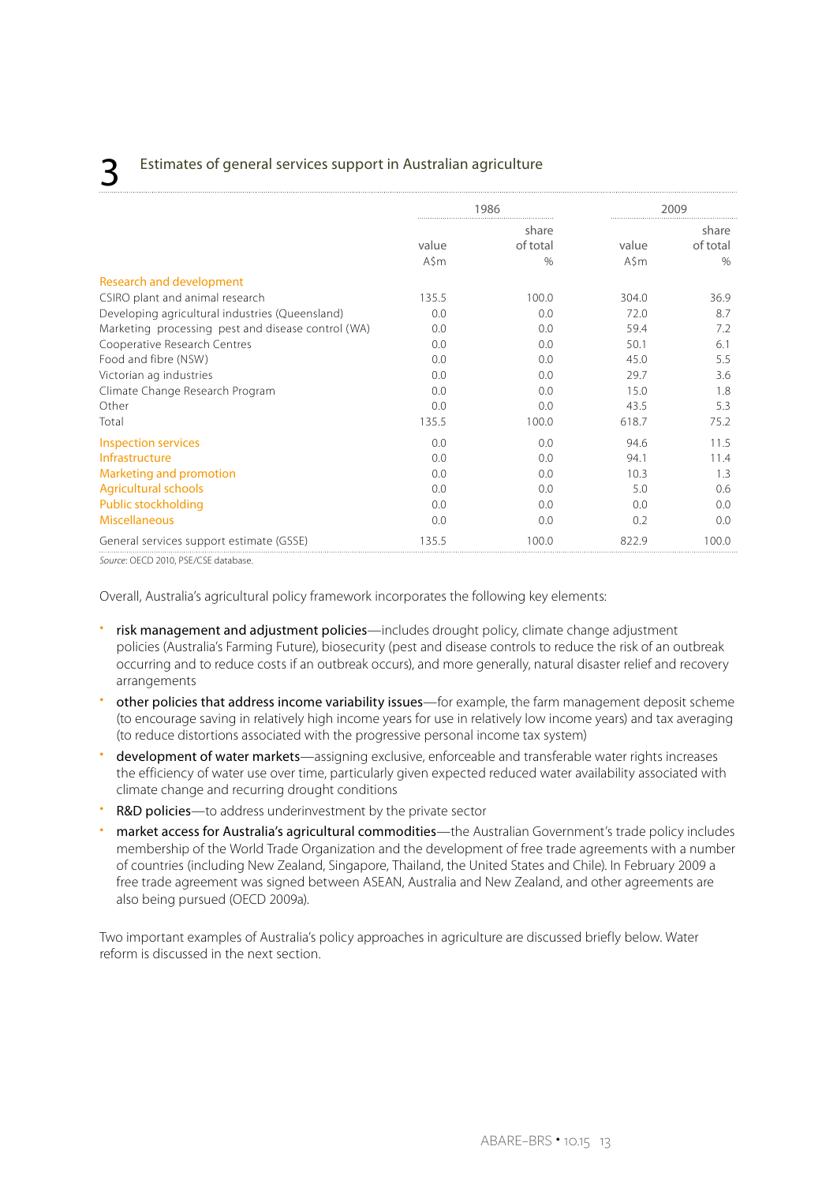## 3 Estimates of general services support in Australian agriculture

| | 1986 | | 2009 | |
|---|---|---|---|---|
| | value A$m | share of total % | value A$m | share of total % |
| **Research and development** | | | | |
| CSIRO plant and animal research | 135.5 | 100.0 | 304.0 | 36.9 |
| Developing agricultural industries (Queensland) | 0.0 | 0.0 | 72.0 | 8.7 |
| Marketing processing pest and disease control (WA) | 0.0 | 0.0 | 59.4 | 7.2 |
| Cooperative Research Centres | 0.0 | 0.0 | 50.1 | 6.1 |
| Food and fibre (NSW) | 0.0 | 0.0 | 45.0 | 5.5 |
| Victorian ag industries | 0.0 | 0.0 | 29.7 | 3.6 |
| Climate Change Research Program | 0.0 | 0.0 | 15.0 | 1.8 |
| Other | 0.0 | 0.0 | 43.5 | 5.3 |
| Total | 135.5 | 100.0 | 618.7 | 75.2 |
| **Inspection services** | 0.0 | 0.0 | 94.6 | 11.5 |
| **Infrastructure** | 0.0 | 0.0 | 94.1 | 11.4 |
| **Marketing and promotion** | 0.0 | 0.0 | 10.3 | 1.3 |
| **Agricultural schools** | 0.0 | 0.0 | 5.0 | 0.6 |
| **Public stockholding** | 0.0 | 0.0 | 0.0 | 0.0 |
| **Miscellaneous** | 0.0 | 0.0 | 0.2 | 0.0 |
| General services support estimate (GSSE) | 135.5 | 100.0 | 822.9 | 100.0 |

*Source*: OECD 2010, PSE/CSE database.

Overall, Australia's agricultural policy framework incorporates the following key elements:

- risk management and adjustment policies—includes drought policy, climate change adjustment policies (Australia's Farming Future), biosecurity (pest and disease controls to reduce the risk of an outbreak occurring and to reduce costs if an outbreak occurs), and more generally, natural disaster relief and recovery arrangements
- other policies that address income variability issues—for example, the farm management deposit scheme (to encourage saving in relatively high income years for use in relatively low income years) and tax averaging (to reduce distortions associated with the progressive personal income tax system)
- development of water markets—assigning exclusive, enforceable and transferable water rights increases the efficiency of water use over time, particularly given expected reduced water availability associated with climate change and recurring drought conditions
- R&D policies—to address underinvestment by the private sector
- market access for Australia's agricultural commodities—the Australian Government's trade policy includes membership of the World Trade Organization and the development of free trade agreements with a number of countries (including New Zealand, Singapore, Thailand, the United States and Chile). In February 2009 a free trade agreement was signed between ASEAN, Australia and New Zealand, and other agreements are also being pursued (OECD 2009a).

Two important examples of Australia's policy approaches in agriculture are discussed briefly below. Water reform is discussed in the next section.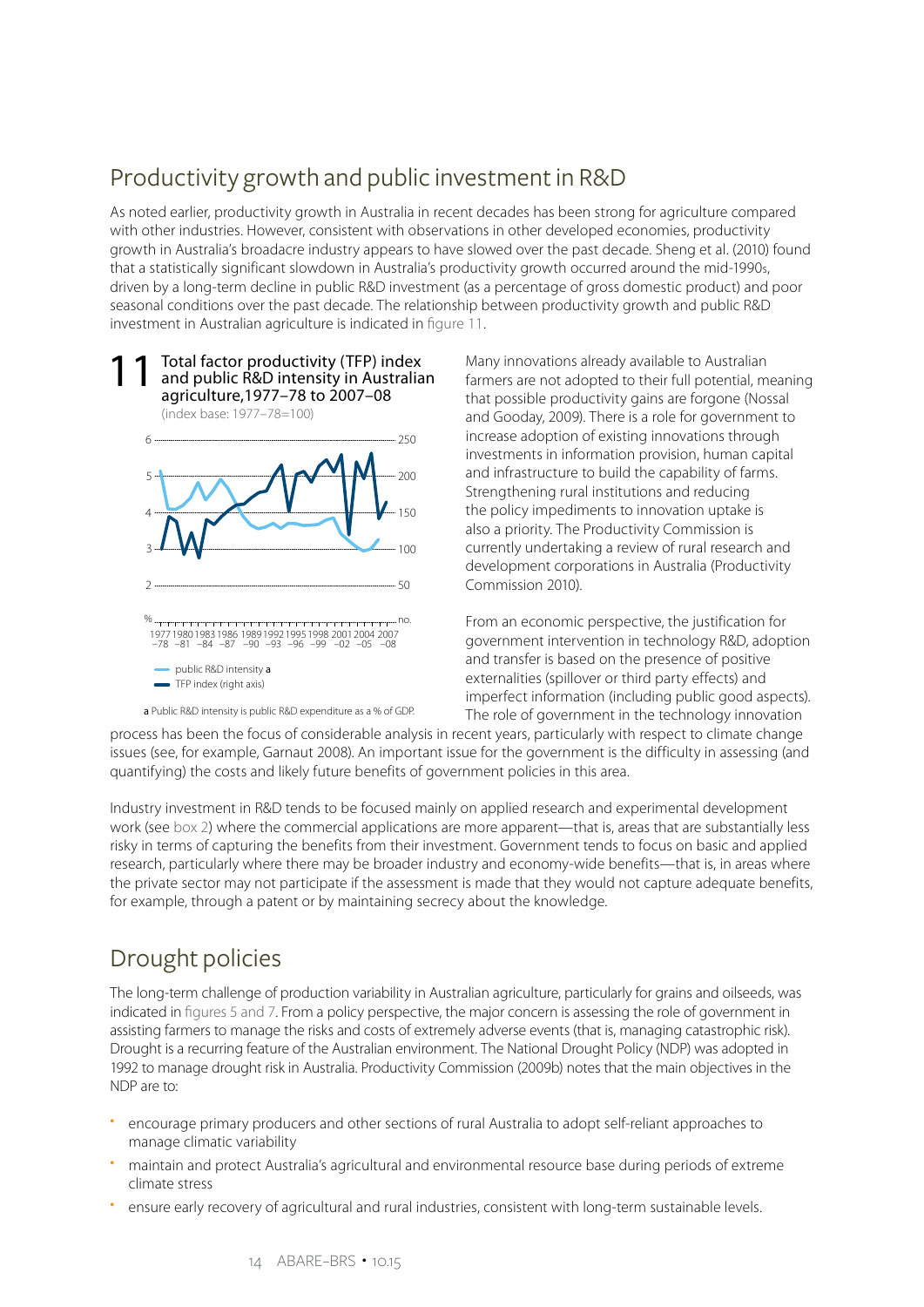## Productivity growth and public investment in R&D

As noted earlier, productivity growth in Australia in recent decades has been strong for agriculture compared with other industries. However, consistent with observations in other developed economies, productivity growth in Australia's broadacre industry appears to have slowed over the past decade. Sheng et al. (2010) found that a statistically significant slowdown in Australia's productivity growth occurred around the mid-1990s, driven by a long-term decline in public R&D investment (as a percentage of gross domestic product) and poor seasonal conditions over the past decade. The relationship between productivity growth and public R&D investment in Australian agriculture is indicated in figure 11.

**11 Total factor productivity (TFP) index and public R&D intensity in Australian agriculture, 1977–78 to 2007–08**
(index base: 1977–78=100)

- public R&D intensity a
- TFP index (right axis)

a Public R&D intensity is public R&D expenditure as a % of GDP.

Many innovations already available to Australian farmers are not adopted to their full potential, meaning that possible productivity gains are forgone (Nossal and Gooday, 2009). There is a role for government to increase adoption of existing innovations through investments in information provision, human capital and infrastructure to build the capability of farms. Strengthening rural institutions and reducing the policy impediments to innovation uptake is also a priority. The Productivity Commission is currently undertaking a review of rural research and development corporations in Australia (Productivity Commission 2010).

From an economic perspective, the justification for government intervention in technology R&D, adoption and transfer is based on the presence of positive externalities (spillover or third party effects) and imperfect information (including public good aspects). The role of government in the technology innovation process has been the focus of considerable analysis in recent years, particularly with respect to climate change issues (see, for example, Garnaut 2008). An important issue for the government is the difficulty in assessing (and quantifying) the costs and likely future benefits of government policies in this area.

Industry investment in R&D tends to be focused mainly on applied research and experimental development work (see box 2) where the commercial applications are more apparent—that is, areas that are substantially less risky in terms of capturing the benefits from their investment. Government tends to focus on basic and applied research, particularly where there may be broader industry and economy-wide benefits—that is, in areas where the private sector may not participate if the assessment is made that they would not capture adequate benefits, for example, through a patent or by maintaining secrecy about the knowledge.

## Drought policies

The long-term challenge of production variability in Australian agriculture, particularly for grains and oilseeds, was indicated in figures 5 and 7. From a policy perspective, the major concern is assessing the role of government in assisting farmers to manage the risks and costs of extremely adverse events (that is, managing catastrophic risk). Drought is a recurring feature of the Australian environment. The National Drought Policy (NDP) was adopted in 1992 to manage drought risk in Australia. Productivity Commission (2009b) notes that the main objectives in the NDP are to:

- encourage primary producers and other sections of rural Australia to adopt self-reliant approaches to manage climatic variability
- maintain and protect Australia's agricultural and environmental resource base during periods of extreme climate stress
- ensure early recovery of agricultural and rural industries, consistent with long-term sustainable levels.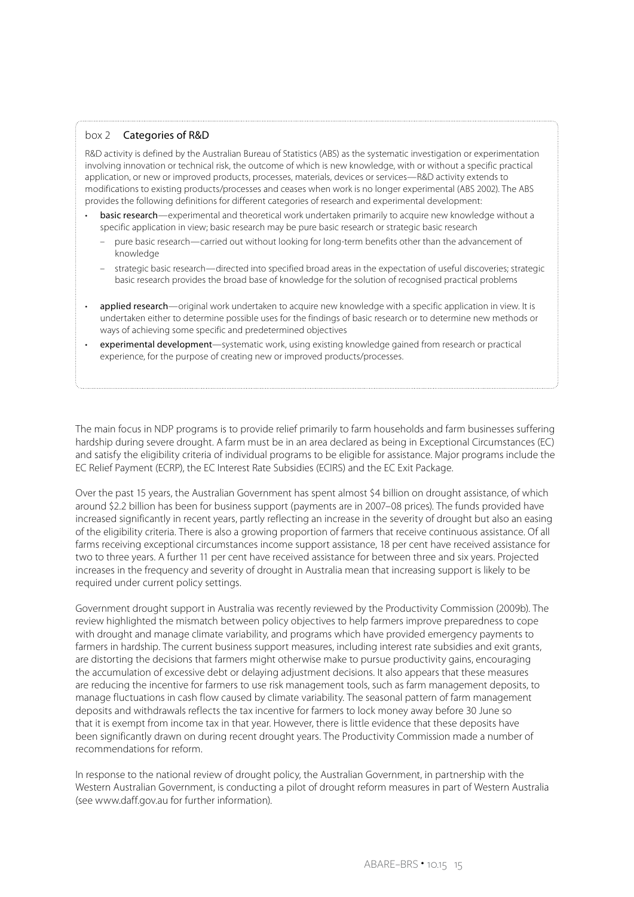### box 2 Categories of R&D

R&D activity is defined by the Australian Bureau of Statistics (ABS) as the systematic investigation or experimentation involving innovation or technical risk, the outcome of which is new knowledge, with or without a specific practical application, or new or improved products, processes, materials, devices or services—R&D activity extends to modifications to existing products/processes and ceases when work is no longer experimental (ABS 2002). The ABS provides the following definitions for different categories of research and experimental development:

- **basic research**—experimental and theoretical work undertaken primarily to acquire new knowledge without a specific application in view; basic research may be pure basic research or strategic basic research
  - pure basic research—carried out without looking for long-term benefits other than the advancement of knowledge
  - strategic basic research—directed into specified broad areas in the expectation of useful discoveries; strategic basic research provides the broad base of knowledge for the solution of recognised practical problems
- **applied research**—original work undertaken to acquire new knowledge with a specific application in view. It is undertaken either to determine possible uses for the findings of basic research or to determine new methods or ways of achieving some specific and predetermined objectives
- **experimental development**—systematic work, using existing knowledge gained from research or practical experience, for the purpose of creating new or improved products/processes.

The main focus in NDP programs is to provide relief primarily to farm households and farm businesses suffering hardship during severe drought. A farm must be in an area declared as being in Exceptional Circumstances (EC) and satisfy the eligibility criteria of individual programs to be eligible for assistance. Major programs include the EC Relief Payment (ECRP), the EC Interest Rate Subsidies (ECIRS) and the EC Exit Package.

Over the past 15 years, the Australian Government has spent almost $4 billion on drought assistance, of which around $2.2 billion has been for business support (payments are in 2007–08 prices). The funds provided have increased significantly in recent years, partly reflecting an increase in the severity of drought but also an easing of the eligibility criteria. There is also a growing proportion of farmers that receive continuous assistance. Of all farms receiving exceptional circumstances income support assistance, 18 per cent have received assistance for two to three years. A further 11 per cent have received assistance for between three and six years. Projected increases in the frequency and severity of drought in Australia mean that increasing support is likely to be required under current policy settings.

Government drought support in Australia was recently reviewed by the Productivity Commission (2009b). The review highlighted the mismatch between policy objectives to help farmers improve preparedness to cope with drought and manage climate variability, and programs which have provided emergency payments to farmers in hardship. The current business support measures, including interest rate subsidies and exit grants, are distorting the decisions that farmers might otherwise make to pursue productivity gains, encouraging the accumulation of excessive debt or delaying adjustment decisions. It also appears that these measures are reducing the incentive for farmers to use risk management tools, such as farm management deposits, to manage fluctuations in cash flow caused by climate variability. The seasonal pattern of farm management deposits and withdrawals reflects the tax incentive for farmers to lock money away before 30 June so that it is exempt from income tax in that year. However, there is little evidence that these deposits have been significantly drawn on during recent drought years. The Productivity Commission made a number of recommendations for reform.

In response to the national review of drought policy, the Australian Government, in partnership with the Western Australian Government, is conducting a pilot of drought reform measures in part of Western Australia (see www.daff.gov.au for further information).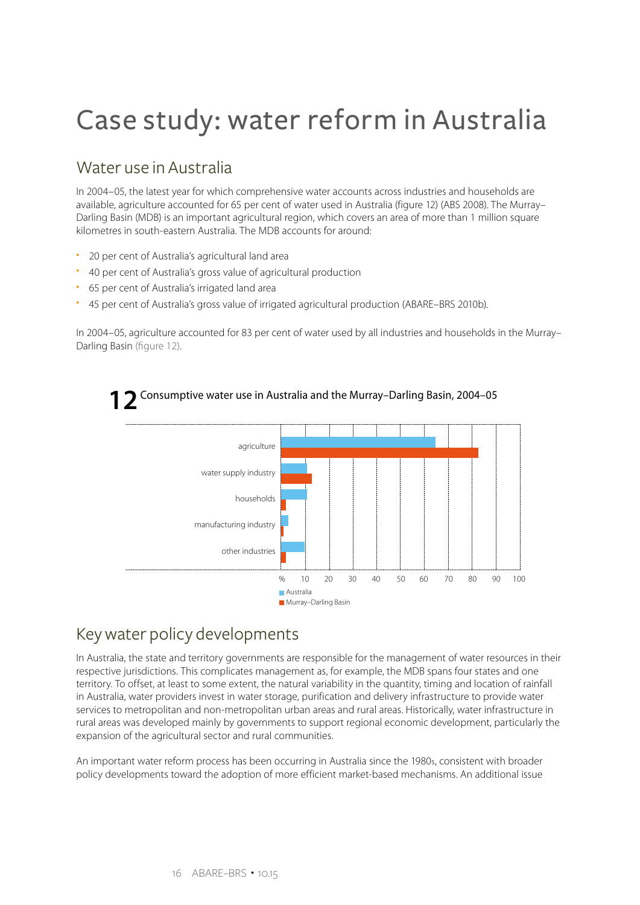# Case study: water reform in Australia

## Water use in Australia

In 2004–05, the latest year for which comprehensive water accounts across industries and households are available, agriculture accounted for 65 per cent of water used in Australia (figure 12) (ABS 2008). The Murray–Darling Basin (MDB) is an important agricultural region, which covers an area of more than 1 million square kilometres in south-eastern Australia. The MDB accounts for around:

- 20 per cent of Australia's agricultural land area
- 40 per cent of Australia's gross value of agricultural production
- 65 per cent of Australia's irrigated land area
- 45 per cent of Australia's gross value of irrigated agricultural production (ABARE–BRS 2010b).

In 2004–05, agriculture accounted for 83 per cent of water used by all industries and households in the Murray–Darling Basin (figure 12).

**12** Consumptive water use in Australia and the Murray–Darling Basin, 2004–05

## Key water policy developments

In Australia, the state and territory governments are responsible for the management of water resources in their respective jurisdictions. This complicates management as, for example, the MDB spans four states and one territory. To offset, at least to some extent, the natural variability in the quantity, timing and location of rainfall in Australia, water providers invest in water storage, purification and delivery infrastructure to provide water services to metropolitan and non-metropolitan urban areas and rural areas. Historically, water infrastructure in rural areas was developed mainly by governments to support regional economic development, particularly the expansion of the agricultural sector and rural communities.

An important water reform process has been occurring in Australia since the 1980s, consistent with broader policy developments toward the adoption of more efficient market-based mechanisms. An additional issue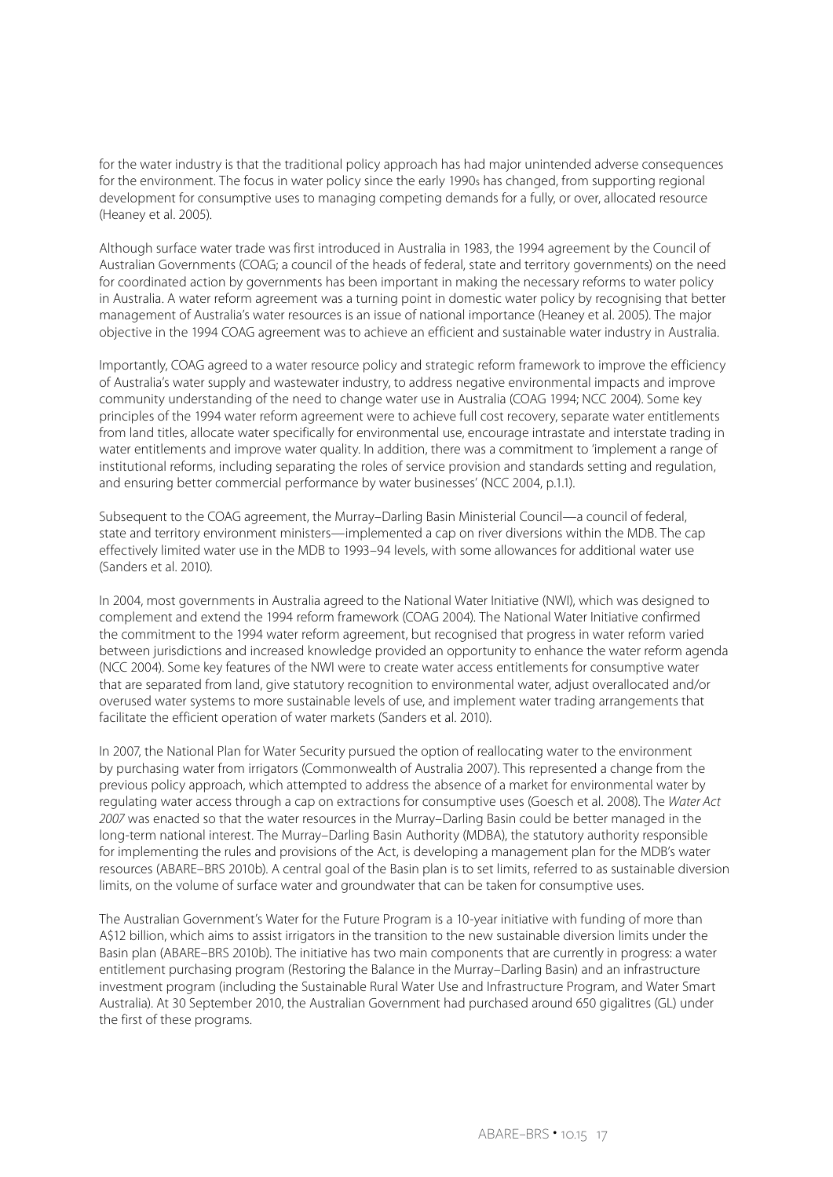for the water industry is that the traditional policy approach has had major unintended adverse consequences for the environment. The focus in water policy since the early 1990s has changed, from supporting regional development for consumptive uses to managing competing demands for a fully, or over, allocated resource (Heaney et al. 2005).

Although surface water trade was first introduced in Australia in 1983, the 1994 agreement by the Council of Australian Governments (COAG; a council of the heads of federal, state and territory governments) on the need for coordinated action by governments has been important in making the necessary reforms to water policy in Australia. A water reform agreement was a turning point in domestic water policy by recognising that better management of Australia's water resources is an issue of national importance (Heaney et al. 2005). The major objective in the 1994 COAG agreement was to achieve an efficient and sustainable water industry in Australia.

Importantly, COAG agreed to a water resource policy and strategic reform framework to improve the efficiency of Australia's water supply and wastewater industry, to address negative environmental impacts and improve community understanding of the need to change water use in Australia (COAG 1994; NCC 2004). Some key principles of the 1994 water reform agreement were to achieve full cost recovery, separate water entitlements from land titles, allocate water specifically for environmental use, encourage intrastate and interstate trading in water entitlements and improve water quality. In addition, there was a commitment to 'implement a range of institutional reforms, including separating the roles of service provision and standards setting and regulation, and ensuring better commercial performance by water businesses' (NCC 2004, p.1.1).

Subsequent to the COAG agreement, the Murray–Darling Basin Ministerial Council—a council of federal, state and territory environment ministers—implemented a cap on river diversions within the MDB. The cap effectively limited water use in the MDB to 1993–94 levels, with some allowances for additional water use (Sanders et al. 2010).

In 2004, most governments in Australia agreed to the National Water Initiative (NWI), which was designed to complement and extend the 1994 reform framework (COAG 2004). The National Water Initiative confirmed the commitment to the 1994 water reform agreement, but recognised that progress in water reform varied between jurisdictions and increased knowledge provided an opportunity to enhance the water reform agenda (NCC 2004). Some key features of the NWI were to create water access entitlements for consumptive water that are separated from land, give statutory recognition to environmental water, adjust overallocated and/or overused water systems to more sustainable levels of use, and implement water trading arrangements that facilitate the efficient operation of water markets (Sanders et al. 2010).

In 2007, the National Plan for Water Security pursued the option of reallocating water to the environment by purchasing water from irrigators (Commonwealth of Australia 2007). This represented a change from the previous policy approach, which attempted to address the absence of a market for environmental water by regulating water access through a cap on extractions for consumptive uses (Goesch et al. 2008). The *Water Act 2007* was enacted so that the water resources in the Murray–Darling Basin could be better managed in the long-term national interest. The Murray–Darling Basin Authority (MDBA), the statutory authority responsible for implementing the rules and provisions of the Act, is developing a management plan for the MDB's water resources (ABARE–BRS 2010b). A central goal of the Basin plan is to set limits, referred to as sustainable diversion limits, on the volume of surface water and groundwater that can be taken for consumptive uses.

The Australian Government's Water for the Future Program is a 10-year initiative with funding of more than A$12 billion, which aims to assist irrigators in the transition to the new sustainable diversion limits under the Basin plan (ABARE–BRS 2010b). The initiative has two main components that are currently in progress: a water entitlement purchasing program (Restoring the Balance in the Murray–Darling Basin) and an infrastructure investment program (including the Sustainable Rural Water Use and Infrastructure Program, and Water Smart Australia). At 30 September 2010, the Australian Government had purchased around 650 gigalitres (GL) under the first of these programs.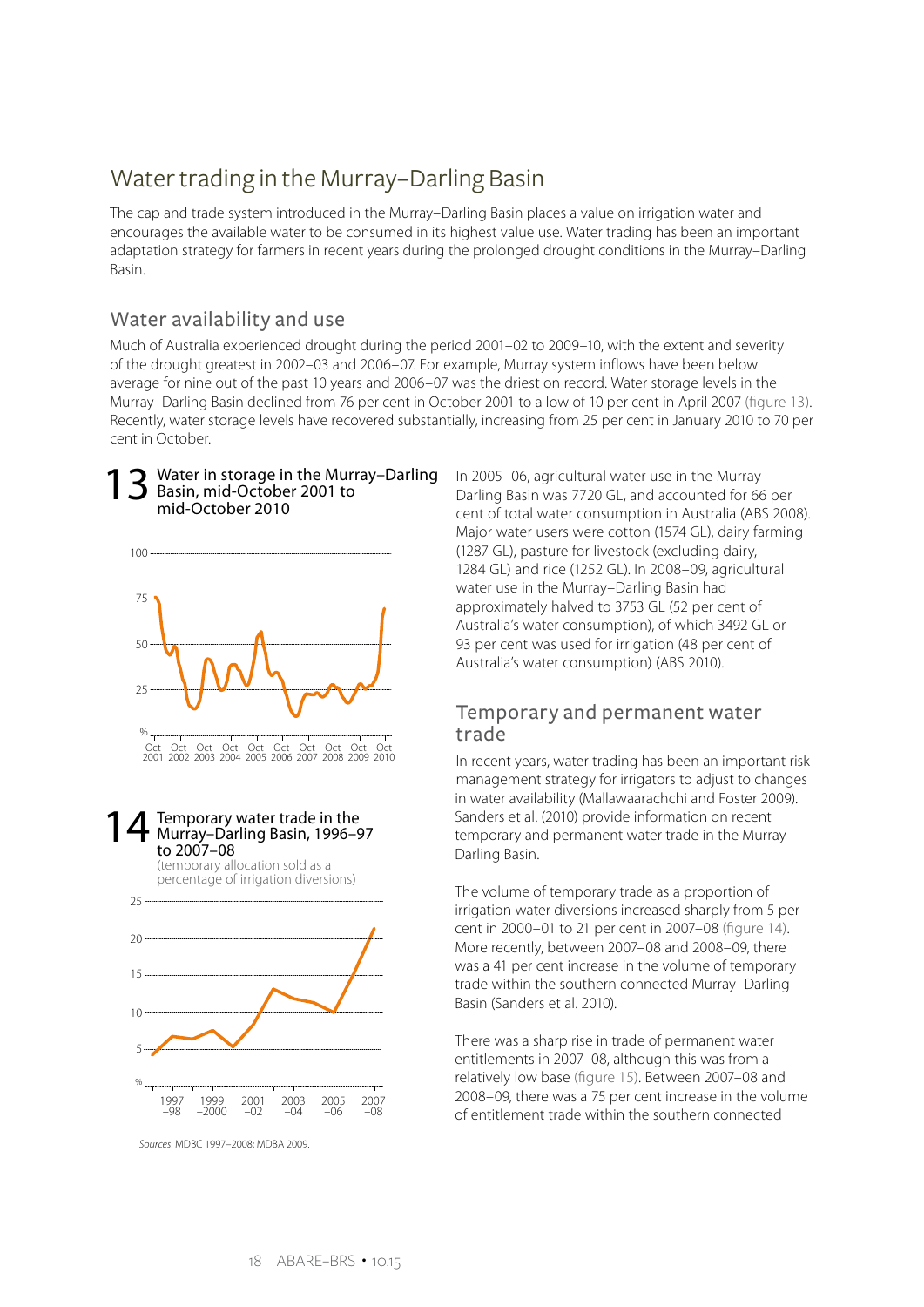## Water trading in the Murray–Darling Basin

The cap and trade system introduced in the Murray–Darling Basin places a value on irrigation water and encourages the available water to be consumed in its highest value use. Water trading has been an important adaptation strategy for farmers in recent years during the prolonged drought conditions in the Murray–Darling Basin.

### Water availability and use

Much of Australia experienced drought during the period 2001–02 to 2009–10, with the extent and severity of the drought greatest in 2002–03 and 2006–07. For example, Murray system inflows have been below average for nine out of the past 10 years and 2006–07 was the driest on record. Water storage levels in the Murray–Darling Basin declined from 76 per cent in October 2001 to a low of 10 per cent in April 2007 (figure 13). Recently, water storage levels have recovered substantially, increasing from 25 per cent in January 2010 to 70 per cent in October.

**13** Water in storage in the Murray–Darling Basin, mid-October 2001 to mid-October 2010

**14** Temporary water trade in the Murray–Darling Basin, 1996–97 to 2007–08
(temporary allocation sold as a percentage of irrigation diversions)

*Sources:* MDBC 1997–2008; MDBA 2009.

In 2005–06, agricultural water use in the Murray–Darling Basin was 7720 GL, and accounted for 66 per cent of total water consumption in Australia (ABS 2008). Major water users were cotton (1574 GL), dairy farming (1287 GL), pasture for livestock (excluding dairy, 1284 GL) and rice (1252 GL). In 2008–09, agricultural water use in the Murray–Darling Basin had approximately halved to 3753 GL (52 per cent of Australia's water consumption), of which 3492 GL or 93 per cent was used for irrigation (48 per cent of Australia's water consumption) (ABS 2010).

### Temporary and permanent water trade

In recent years, water trading has been an important risk management strategy for irrigators to adjust to changes in water availability (Mallawaarachchi and Foster 2009). Sanders et al. (2010) provide information on recent temporary and permanent water trade in the Murray–Darling Basin.

The volume of temporary trade as a proportion of irrigation water diversions increased sharply from 5 per cent in 2000–01 to 21 per cent in 2007–08 (figure 14). More recently, between 2007–08 and 2008–09, there was a 41 per cent increase in the volume of temporary trade within the southern connected Murray–Darling Basin (Sanders et al. 2010).

There was a sharp rise in trade of permanent water entitlements in 2007–08, although this was from a relatively low base (figure 15). Between 2007–08 and 2008–09, there was a 75 per cent increase in the volume of entitlement trade within the southern connected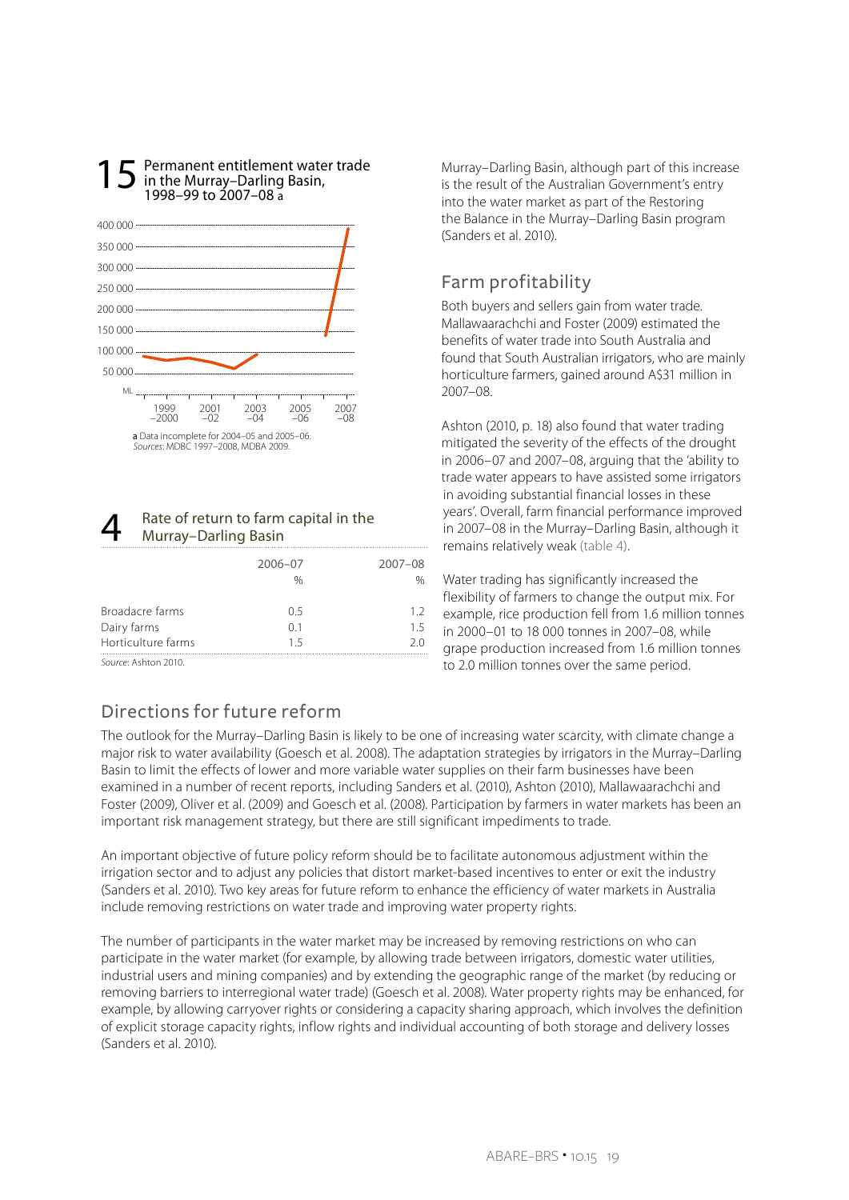## 15 Permanent entitlement water trade in the Murray–Darling Basin, 1998–99 to 2007–08 a

a Data incomplete for 2004–05 and 2005–06.
*Sources*: MDBC 1997–2008, MDBA 2009.

## 4 Rate of return to farm capital in the Murray–Darling Basin

| | 2006–07 % | 2007–08 % |
|---|---|---|
| Broadacre farms | 0.5 | 1.2 |
| Dairy farms | 0.1 | 1.5 |
| Horticulture farms | 1.5 | 2.0 |

*Source*: Ashton 2010.

Murray–Darling Basin, although part of this increase is the result of the Australian Government's entry into the water market as part of the Restoring the Balance in the Murray–Darling Basin program (Sanders et al. 2010).

### Farm profitability

Both buyers and sellers gain from water trade. Mallawaarachchi and Foster (2009) estimated the benefits of water trade into South Australia and found that South Australian irrigators, who are mainly horticulture farmers, gained around A$31 million in 2007–08.

Ashton (2010, p. 18) also found that water trading mitigated the severity of the effects of the drought in 2006–07 and 2007–08, arguing that the 'ability to trade water appears to have assisted some irrigators in avoiding substantial financial losses in these years'. Overall, farm financial performance improved in 2007–08 in the Murray–Darling Basin, although it remains relatively weak (table 4).

Water trading has significantly increased the flexibility of farmers to change the output mix. For example, rice production fell from 1.6 million tonnes in 2000–01 to 18 000 tonnes in 2007–08, while grape production increased from 1.6 million tonnes to 2.0 million tonnes over the same period.

## Directions for future reform

The outlook for the Murray–Darling Basin is likely to be one of increasing water scarcity, with climate change a major risk to water availability (Goesch et al. 2008). The adaptation strategies by irrigators in the Murray–Darling Basin to limit the effects of lower and more variable water supplies on their farm businesses have been examined in a number of recent reports, including Sanders et al. (2010), Ashton (2010), Mallawaarachchi and Foster (2009), Oliver et al. (2009) and Goesch et al. (2008). Participation by farmers in water markets has been an important risk management strategy, but there are still significant impediments to trade.

An important objective of future policy reform should be to facilitate autonomous adjustment within the irrigation sector and to adjust any policies that distort market-based incentives to enter or exit the industry (Sanders et al. 2010). Two key areas for future reform to enhance the efficiency of water markets in Australia include removing restrictions on water trade and improving water property rights.

The number of participants in the water market may be increased by removing restrictions on who can participate in the water market (for example, by allowing trade between irrigators, domestic water utilities, industrial users and mining companies) and by extending the geographic range of the market (by reducing or removing barriers to interregional water trade) (Goesch et al. 2008). Water property rights may be enhanced, for example, by allowing carryover rights or considering a capacity sharing approach, which involves the definition of explicit storage capacity rights, inflow rights and individual accounting of both storage and delivery losses (Sanders et al. 2010).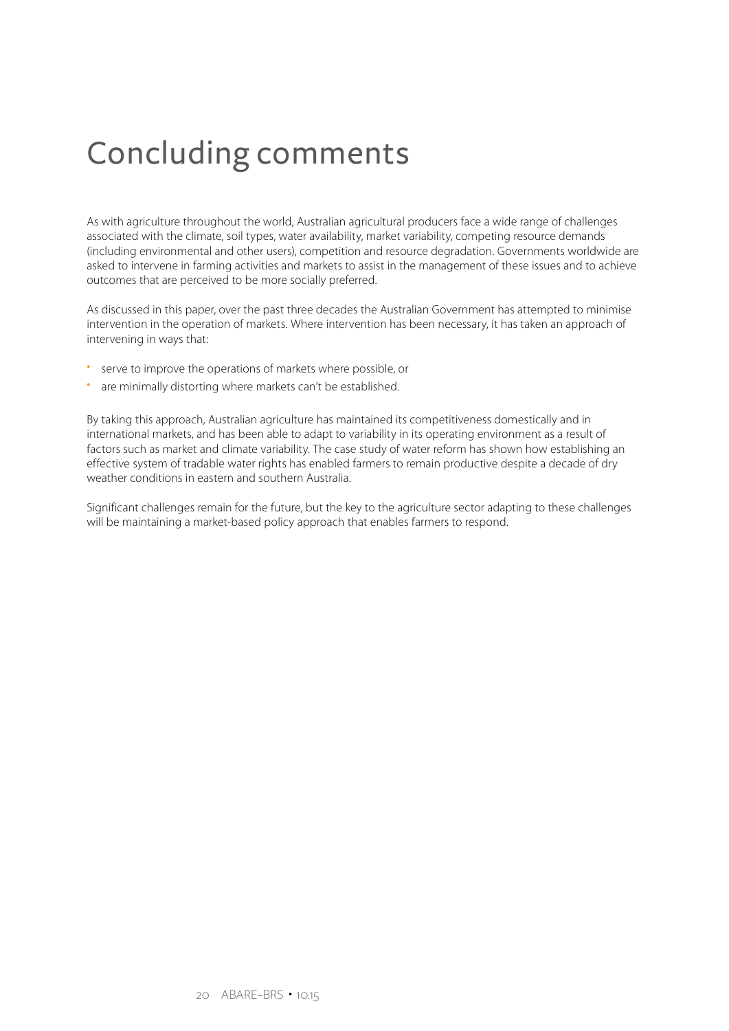# Concluding comments

As with agriculture throughout the world, Australian agricultural producers face a wide range of challenges associated with the climate, soil types, water availability, market variability, competing resource demands (including environmental and other users), competition and resource degradation. Governments worldwide are asked to intervene in farming activities and markets to assist in the management of these issues and to achieve outcomes that are perceived to be more socially preferred.

As discussed in this paper, over the past three decades the Australian Government has attempted to minimise intervention in the operation of markets. Where intervention has been necessary, it has taken an approach of intervening in ways that:

- serve to improve the operations of markets where possible, or
- are minimally distorting where markets can't be established.

By taking this approach, Australian agriculture has maintained its competitiveness domestically and in international markets, and has been able to adapt to variability in its operating environment as a result of factors such as market and climate variability. The case study of water reform has shown how establishing an effective system of tradable water rights has enabled farmers to remain productive despite a decade of dry weather conditions in eastern and southern Australia.

Significant challenges remain for the future, but the key to the agriculture sector adapting to these challenges will be maintaining a market-based policy approach that enables farmers to respond.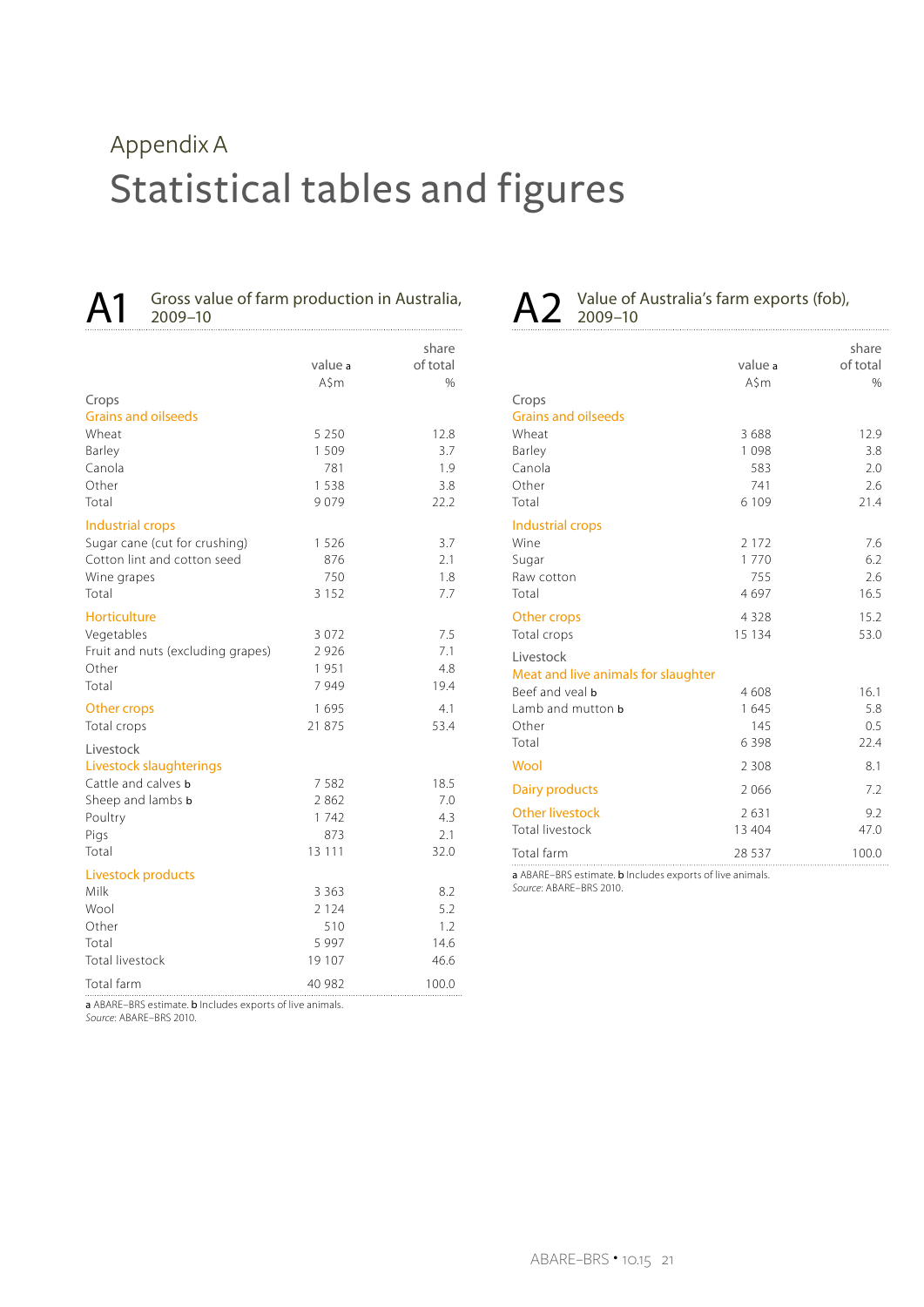# Appendix A

# Statistical tables and figures

## A1 Gross value of farm production in Australia, 2009–10

| | value a A$m | share of total % |
|---|---|---|
| **Crops** | | |
| *Grains and oilseeds* | | |
| Wheat | 5 250 | 12.8 |
| Barley | 1 509 | 3.7 |
| Canola | 781 | 1.9 |
| Other | 1 538 | 3.8 |
| Total | 9 079 | 22.2 |
| *Industrial crops* | | |
| Sugar cane (cut for crushing) | 1 526 | 3.7 |
| Cotton lint and cotton seed | 876 | 2.1 |
| Wine grapes | 750 | 1.8 |
| Total | 3 152 | 7.7 |
| *Horticulture* | | |
| Vegetables | 3 072 | 7.5 |
| Fruit and nuts (excluding grapes) | 2 926 | 7.1 |
| Other | 1 951 | 4.8 |
| Total | 7 949 | 19.4 |
| *Other crops* | 1 695 | 4.1 |
| Total crops | 21 875 | 53.4 |
| **Livestock** | | |
| *Livestock slaughterings* | | |
| Cattle and calves b | 7 582 | 18.5 |
| Sheep and lambs b | 2 862 | 7.0 |
| Poultry | 1 742 | 4.3 |
| Pigs | 873 | 2.1 |
| Total | 13 111 | 32.0 |
| *Livestock products* | | |
| Milk | 3 363 | 8.2 |
| Wool | 2 124 | 5.2 |
| Other | 510 | 1.2 |
| Total | 5 997 | 14.6 |
| Total livestock | 19 107 | 46.6 |
| Total farm | 40 982 | 100.0 |

**a** ABARE–BRS estimate. **b** Includes exports of live animals.
*Source:* ABARE–BRS 2010.

## A2 Value of Australia's farm exports (fob), 2009–10

| | value a A$m | share of total % |
|---|---|---|
| **Crops** | | |
| *Grains and oilseeds* | | |
| Wheat | 3 688 | 12.9 |
| Barley | 1 098 | 3.8 |
| Canola | 583 | 2.0 |
| Other | 741 | 2.6 |
| Total | 6 109 | 21.4 |
| *Industrial crops* | | |
| Wine | 2 172 | 7.6 |
| Sugar | 1 770 | 6.2 |
| Raw cotton | 755 | 2.6 |
| Total | 4 697 | 16.5 |
| *Other crops* | 4 328 | 15.2 |
| Total crops | 15 134 | 53.0 |
| **Livestock** | | |
| *Meat and live animals for slaughter* | | |
| Beef and veal b | 4 608 | 16.1 |
| Lamb and mutton b | 1 645 | 5.8 |
| Other | 145 | 0.5 |
| Total | 6 398 | 22.4 |
| *Wool* | 2 308 | 8.1 |
| *Dairy products* | 2 066 | 7.2 |
| *Other livestock* | 2 631 | 9.2 |
| Total livestock | 13 404 | 47.0 |
| Total farm | 28 537 | 100.0 |

**a** ABARE–BRS estimate. **b** Includes exports of live animals.
*Source:* ABARE–BRS 2010.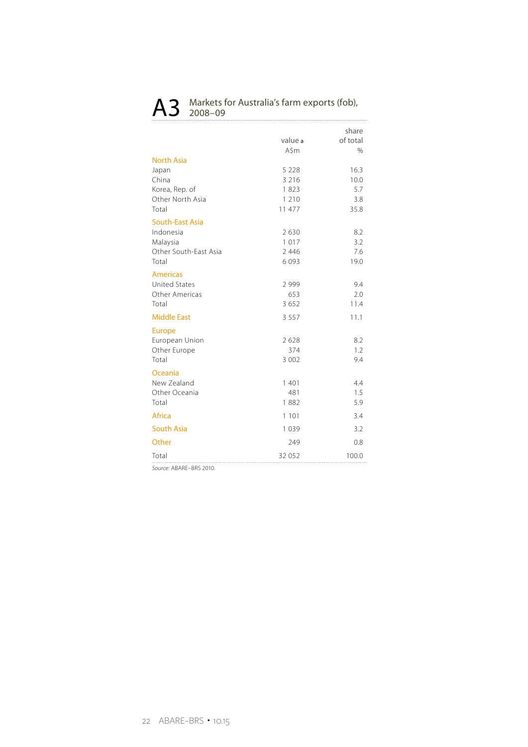# A3 Markets for Australia's farm exports (fob), 2008–09

| | value a A$m | share of total % |
|---|---|---|
| **North Asia** | | |
| Japan | 5 228 | 16.3 |
| China | 3 216 | 10.0 |
| Korea, Rep. of | 1 823 | 5.7 |
| Other North Asia | 1 210 | 3.8 |
| Total | 11 477 | 35.8 |
| **South-East Asia** | | |
| Indonesia | 2 630 | 8.2 |
| Malaysia | 1 017 | 3.2 |
| Other South-East Asia | 2 446 | 7.6 |
| Total | 6 093 | 19.0 |
| **Americas** | | |
| United States | 2 999 | 9.4 |
| Other Americas | 653 | 2.0 |
| Total | 3 652 | 11.4 |
| **Middle East** | 3 557 | 11.1 |
| **Europe** | | |
| European Union | 2 628 | 8.2 |
| Other Europe | 374 | 1.2 |
| Total | 3 002 | 9.4 |
| **Oceania** | | |
| New Zealand | 1 401 | 4.4 |
| Other Oceania | 481 | 1.5 |
| Total | 1 882 | 5.9 |
| **Africa** | 1 101 | 3.4 |
| **South Asia** | 1 039 | 3.2 |
| **Other** | 249 | 0.8 |
| Total | 32 052 | 100.0 |

*Source*: ABARE–BRS 2010.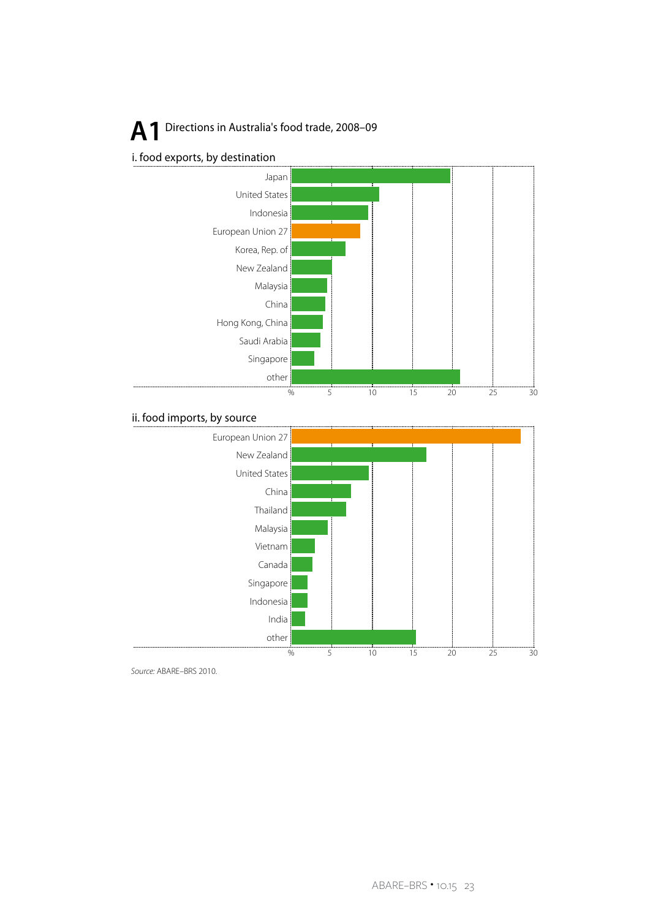# A1 Directions in Australia's food trade, 2008–09

## i. food exports, by destination

Japan
United States
Indonesia
European Union 27
Korea, Rep. of
New Zealand
Malaysia
China
Hong Kong, China
Saudi Arabia
Singapore
other

% 5 10 15 20 25 30

## ii. food imports, by source

European Union 27
New Zealand
United States
China
Thailand
Malaysia
Vietnam
Canada
Singapore
Indonesia
India
other

% 5 10 15 20 25 30

*Source:* ABARE–BRS 2010.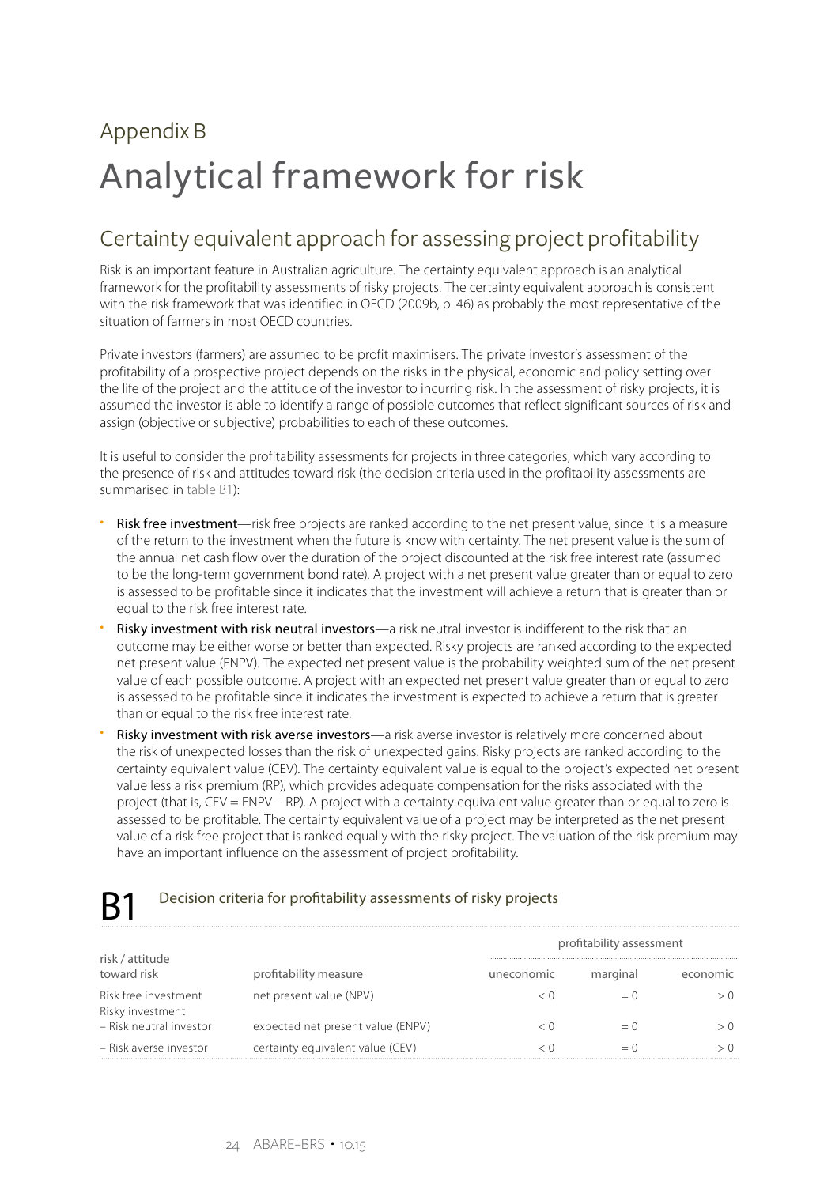Appendix B

# Analytical framework for risk

## Certainty equivalent approach for assessing project profitability

Risk is an important feature in Australian agriculture. The certainty equivalent approach is an analytical framework for the profitability assessments of risky projects. The certainty equivalent approach is consistent with the risk framework that was identified in OECD (2009b, p. 46) as probably the most representative of the situation of farmers in most OECD countries.

Private investors (farmers) are assumed to be profit maximisers. The private investor's assessment of the profitability of a prospective project depends on the risks in the physical, economic and policy setting over the life of the project and the attitude of the investor to incurring risk. In the assessment of risky projects, it is assumed the investor is able to identify a range of possible outcomes that reflect significant sources of risk and assign (objective or subjective) probabilities to each of these outcomes.

It is useful to consider the profitability assessments for projects in three categories, which vary according to the presence of risk and attitudes toward risk (the decision criteria used in the profitability assessments are summarised in table B1):

- **Risk free investment**—risk free projects are ranked according to the net present value, since it is a measure of the return to the investment when the future is know with certainty. The net present value is the sum of the annual net cash flow over the duration of the project discounted at the risk free interest rate (assumed to be the long-term government bond rate). A project with a net present value greater than or equal to zero is assessed to be profitable since it indicates that the investment will achieve a return that is greater than or equal to the risk free interest rate.
- **Risky investment with risk neutral investors**—a risk neutral investor is indifferent to the risk that an outcome may be either worse or better than expected. Risky projects are ranked according to the expected net present value (ENPV). The expected net present value is the probability weighted sum of the net present value of each possible outcome. A project with an expected net present value greater than or equal to zero is assessed to be profitable since it indicates the investment is expected to achieve a return that is greater than or equal to the risk free interest rate.
- **Risky investment with risk averse investors**—a risk averse investor is relatively more concerned about the risk of unexpected losses than the risk of unexpected gains. Risky projects are ranked according to the certainty equivalent value (CEV). The certainty equivalent value is equal to the project's expected net present value less a risk premium (RP), which provides adequate compensation for the risks associated with the project (that is, CEV = ENPV – RP). A project with a certainty equivalent value greater than or equal to zero is assessed to be profitable. The certainty equivalent value of a project may be interpreted as the net present value of a risk free project that is ranked equally with the risky project. The valuation of the risk premium may have an important influence on the assessment of project profitability.

**B1 Decision criteria for profitability assessments of risky projects**

| risk / attitude toward risk | profitability measure | profitability assessment | | |
|---|---|---|---|---|
| | | uneconomic | marginal | economic |
| Risk free investment | net present value (NPV) | < 0 | = 0 | > 0 |
| Risky investment | | | | |
| – Risk neutral investor | expected net present value (ENPV) | < 0 | = 0 | > 0 |
| – Risk averse investor | certainty equivalent value (CEV) | < 0 | = 0 | > 0 |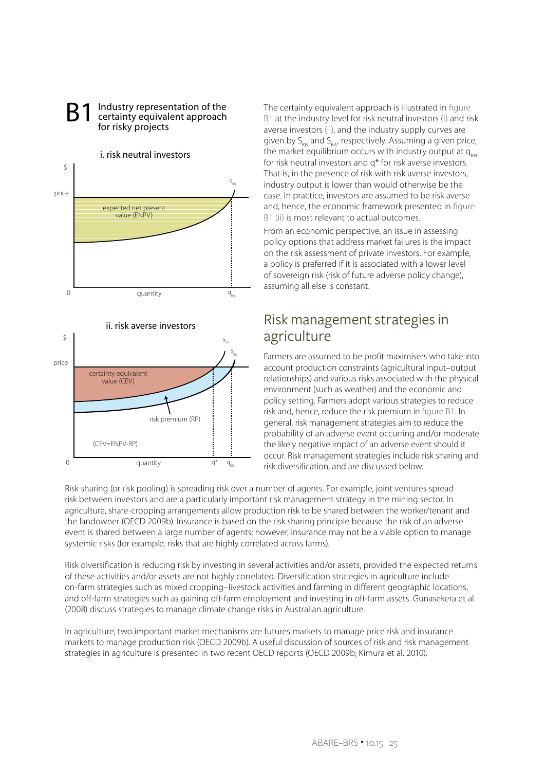## B1 Industry representation of the certainty equivalent approach for risky projects

i. risk neutral investors

$ | price | expected net present value (ENPV) | $S_{RN}$ | 0 | quantity | $q_{RN}$

ii. risk averse investors

$ | price | certainty equivalent value (CEV) | risk premium (RP) | (CEV=ENPV-RP) | $S_{RA}$ | $S_{RN}$ | 0 | quantity | q* | $q_{RN}$

The certainty equivalent approach is illustrated in figure B1 at the industry level for risk neutral investors (i) and risk averse investors (ii), and the industry supply curves are given by $S_{RN}$ and $S_{RA}$, respectively. Assuming a given price, the market equilibrium occurs with industry output at $q_{RN}$ for risk neutral investors and $q^*$ for risk averse investors. That is, in the presence of risk with risk averse investors, industry output is lower than would otherwise be the case. In practice, investors are assumed to be risk averse and, hence, the economic framework presented in figure B1 (ii) is most relevant to actual outcomes.

From an economic perspective, an issue in assessing policy options that address market failures is the impact on the risk assessment of private investors. For example, a policy is preferred if it is associated with a lower level of sovereign risk (risk of future adverse policy change), assuming all else is constant.

## Risk management strategies in agriculture

Farmers are assumed to be profit maximisers who take into account production constraints (agricultural input–output relationships) and various risks associated with the physical environment (such as weather) and the economic and policy setting. Farmers adopt various strategies to reduce risk and, hence, reduce the risk premium in figure B1. In general, risk management strategies aim to reduce the probability of an adverse event occurring and/or moderate the likely negative impact of an adverse event should it occur. Risk management strategies include risk sharing and risk diversification, and are discussed below.

Risk sharing (or risk pooling) is spreading risk over a number of agents. For example, joint ventures spread risk between investors and are a particularly important risk management strategy in the mining sector. In agriculture, share-cropping arrangements allow production risk to be shared between the worker/tenant and the landowner (OECD 2009b). Insurance is based on the risk sharing principle because the risk of an adverse event is shared between a large number of agents; however, insurance may not be a viable option to manage systemic risks (for example, risks that are highly correlated across farms).

Risk diversification is reducing risk by investing in several activities and/or assets, provided the expected returns of these activities and/or assets are not highly correlated. Diversification strategies in agriculture include on-farm strategies such as mixed cropping–livestock activities and farming in different geographic locations, and off-farm strategies such as gaining off-farm employment and investing in off-farm assets. Gunasekera et al. (2008) discuss strategies to manage climate change risks in Australian agriculture.

In agriculture, two important market mechanisms are futures markets to manage price risk and insurance markets to manage production risk (OECD 2009b). A useful discussion of sources of risk and risk management strategies in agriculture is presented in two recent OECD reports (OECD 2009b; Kimura et al. 2010).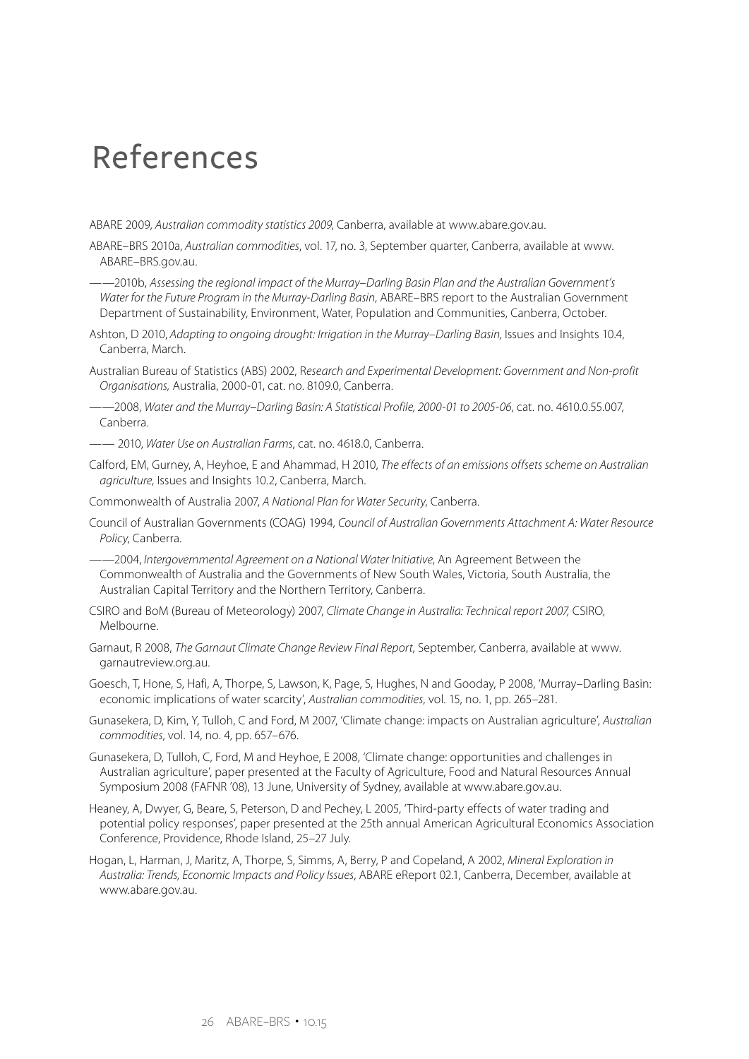# References

ABARE 2009, *Australian commodity statistics 2009*, Canberra, available at www.abare.gov.au.

ABARE–BRS 2010a, *Australian commodities*, vol. 17, no. 3, September quarter, Canberra, available at www. ABARE–BRS.gov.au.

——2010b, *Assessing the regional impact of the Murray–Darling Basin Plan and the Australian Government's Water for the Future Program in the Murray-Darling Basin*, ABARE–BRS report to the Australian Government Department of Sustainability, Environment, Water, Population and Communities, Canberra, October.

Ashton, D 2010, *Adapting to ongoing drought: Irrigation in the Murray–Darling Basin,* Issues and Insights 10.4, Canberra, March.

Australian Bureau of Statistics (ABS) 2002, R*esearch and Experimental Development: Government and Non-profit Organisations,* Australia, 2000-01, cat. no. 8109.0, Canberra.

——2008, *Water and the Murray–Darling Basin: A Statistical Profile, 2000-01 to 2005-06*, cat. no. 4610.0.55.007, Canberra.

—— 2010, *Water Use on Australian Farms*, cat. no. 4618.0, Canberra.

Calford, EM, Gurney, A, Heyhoe, E and Ahammad, H 2010, *The effects of an emissions offsets scheme on Australian agriculture*, Issues and Insights 10.2, Canberra, March.

Commonwealth of Australia 2007, *A National Plan for Water Security*, Canberra.

Council of Australian Governments (COAG) 1994, *Council of Australian Governments Attachment A: Water Resource Policy*, Canberra.

——2004, *Intergovernmental Agreement on a National Water Initiative*, An Agreement Between the Commonwealth of Australia and the Governments of New South Wales, Victoria, South Australia, the Australian Capital Territory and the Northern Territory, Canberra.

CSIRO and BoM (Bureau of Meteorology) 2007, *Climate Change in Australia: Technical report 2007,* CSIRO, Melbourne.

Garnaut, R 2008, *The Garnaut Climate Change Review Final Report*, September, Canberra, available at www. garnautreview.org.au.

Goesch, T, Hone, S, Hafi, A, Thorpe, S, Lawson, K, Page, S, Hughes, N and Gooday, P 2008, 'Murray–Darling Basin: economic implications of water scarcity', *Australian commodities*, vol. 15, no. 1, pp. 265–281.

Gunasekera, D, Kim, Y, Tulloh, C and Ford, M 2007, 'Climate change: impacts on Australian agriculture', *Australian commodities*, vol. 14, no. 4, pp. 657–676.

Gunasekera, D, Tulloh, C, Ford, M and Heyhoe, E 2008, 'Climate change: opportunities and challenges in Australian agriculture', paper presented at the Faculty of Agriculture, Food and Natural Resources Annual Symposium 2008 (FAFNR '08), 13 June, University of Sydney, available at www.abare.gov.au.

Heaney, A, Dwyer, G, Beare, S, Peterson, D and Pechey, L 2005, 'Third-party effects of water trading and potential policy responses', paper presented at the 25th annual American Agricultural Economics Association Conference, Providence, Rhode Island, 25–27 July.

Hogan, L, Harman, J, Maritz, A, Thorpe, S, Simms, A, Berry, P and Copeland, A 2002, *Mineral Exploration in Australia: Trends, Economic Impacts and Policy Issues*, ABARE eReport 02.1, Canberra, December, available at www.abare.gov.au.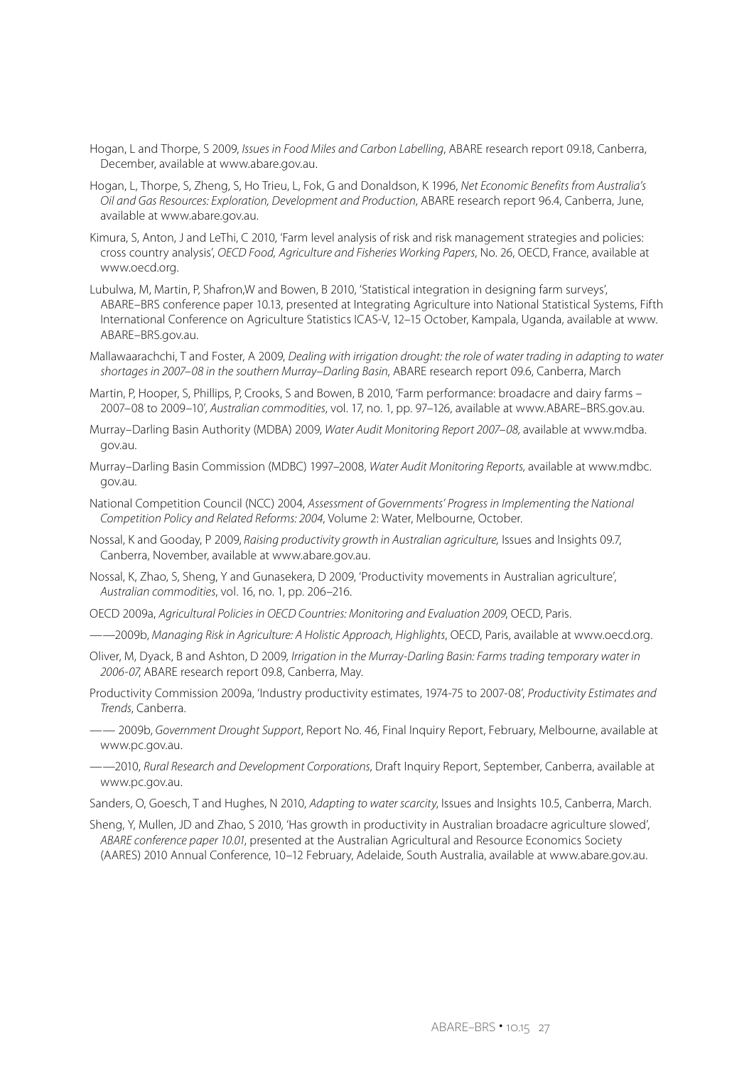Hogan, L and Thorpe, S 2009, *Issues in Food Miles and Carbon Labelling*, ABARE research report 09.18, Canberra, December, available at www.abare.gov.au.

Hogan, L, Thorpe, S, Zheng, S, Ho Trieu, L, Fok, G and Donaldson, K 1996, *Net Economic Benefits from Australia's Oil and Gas Resources: Exploration, Development and Production*, ABARE research report 96.4, Canberra, June, available at www.abare.gov.au.

Kimura, S, Anton, J and LeThi, C 2010, 'Farm level analysis of risk and risk management strategies and policies: cross country analysis', *OECD Food, Agriculture and Fisheries Working Papers*, No. 26, OECD, France, available at www.oecd.org.

Lubulwa, M, Martin, P, Shafron,W and Bowen, B 2010, 'Statistical integration in designing farm surveys', ABARE–BRS conference paper 10.13, presented at Integrating Agriculture into National Statistical Systems, Fifth International Conference on Agriculture Statistics ICAS-V, 12–15 October, Kampala, Uganda, available at www. ABARE–BRS.gov.au.

Mallawaarachchi, T and Foster, A 2009, *Dealing with irrigation drought: the role of water trading in adapting to water shortages in 2007–08 in the southern Murray–Darling Basin*, ABARE research report 09.6, Canberra, March

Martin, P, Hooper, S, Phillips, P, Crooks, S and Bowen, B 2010, 'Farm performance: broadacre and dairy farms – 2007–08 to 2009–10', *Australian commodities*, vol. 17, no. 1, pp. 97–126, available at www.ABARE–BRS.gov.au.

Murray–Darling Basin Authority (MDBA) 2009, *Water Audit Monitoring Report 2007–08*, available at www.mdba. gov.au.

Murray–Darling Basin Commission (MDBC) 1997–2008, *Water Audit Monitoring Reports*, available at www.mdbc. gov.au.

National Competition Council (NCC) 2004, *Assessment of Governments' Progress in Implementing the National Competition Policy and Related Reforms: 2004*, Volume 2: Water, Melbourne, October.

Nossal, K and Gooday, P 2009, *Raising productivity growth in Australian agriculture,* Issues and Insights 09.7, Canberra, November, available at www.abare.gov.au.

Nossal, K, Zhao, S, Sheng, Y and Gunasekera, D 2009, 'Productivity movements in Australian agriculture', *Australian commodities*, vol. 16, no. 1, pp. 206–216.

OECD 2009a, *Agricultural Policies in OECD Countries: Monitoring and Evaluation 2009*, OECD, Paris.

——2009b, *Managing Risk in Agriculture: A Holistic Approach, Highlights*, OECD, Paris, available at www.oecd.org.

Oliver, M, Dyack, B and Ashton, D 2009, *Irrigation in the Murray-Darling Basin: Farms trading temporary water in 2006-07*, ABARE research report 09.8, Canberra, May.

Productivity Commission 2009a, 'Industry productivity estimates, 1974-75 to 2007-08', *Productivity Estimates and Trends*, Canberra.

—— 2009b, *Government Drought Support*, Report No. 46, Final Inquiry Report, February, Melbourne, available at www.pc.gov.au.

——2010, *Rural Research and Development Corporations*, Draft Inquiry Report, September, Canberra, available at www.pc.gov.au.

Sanders, O, Goesch, T and Hughes, N 2010, *Adapting to water scarcity*, Issues and Insights 10.5, Canberra, March.

Sheng, Y, Mullen, JD and Zhao, S 2010, 'Has growth in productivity in Australian broadacre agriculture slowed', *ABARE conference paper 10.01*, presented at the Australian Agricultural and Resource Economics Society (AARES) 2010 Annual Conference, 10–12 February, Adelaide, South Australia, available at www.abare.gov.au.